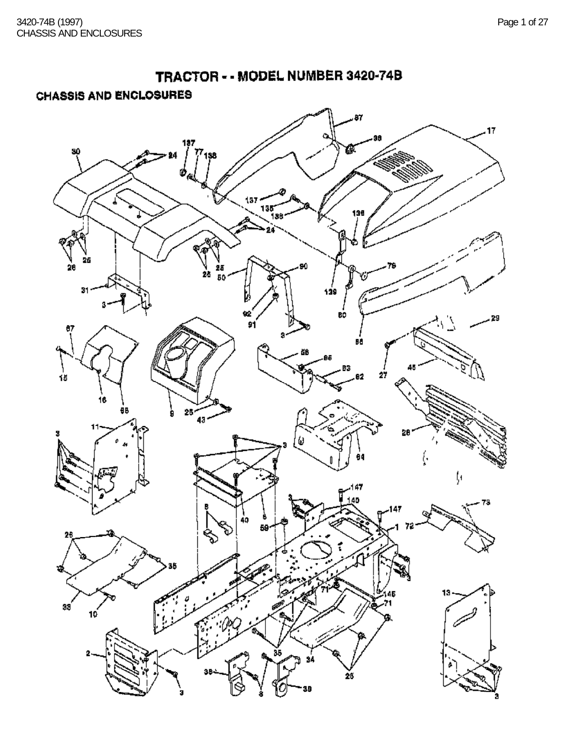# TRACTOR - - MODEL NUMBER 3420-74B

## CHASSIS AND ENCLOSURES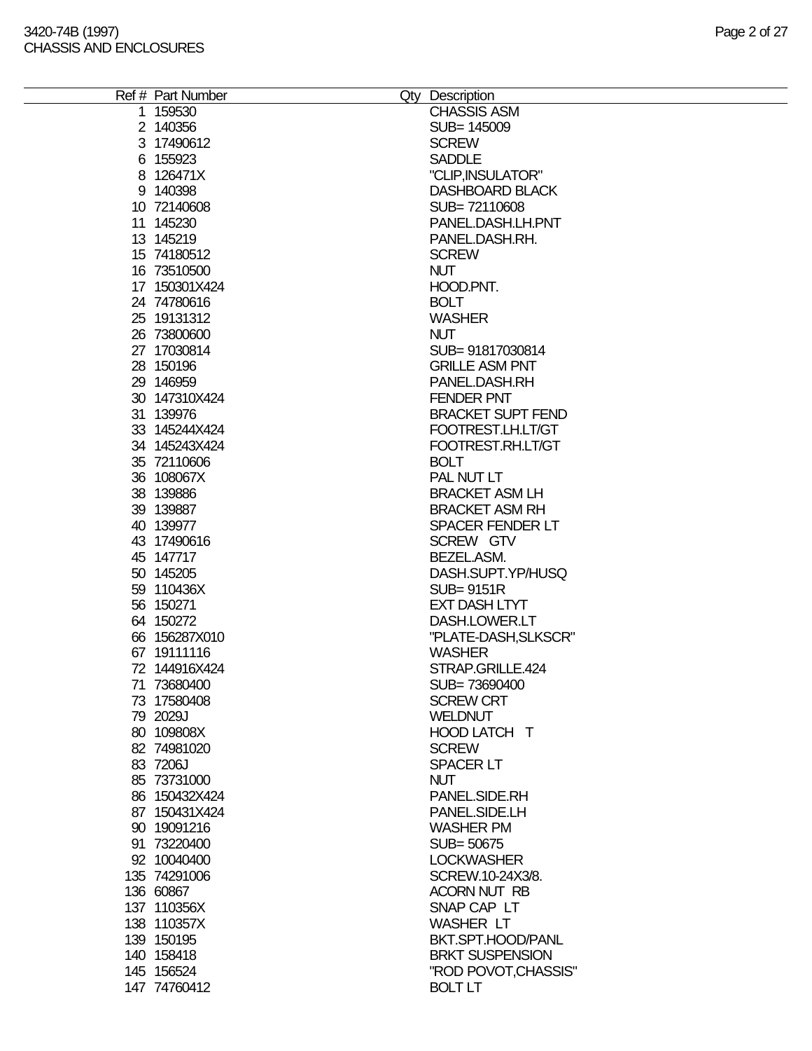| Ref # | Part Number | Qty | Description |
|---|---|---|---|
| 1 | 159530 | | CHASSIS ASM |
| 2 | 140356 | | SUB= 145009 |
| 3 | 17490612 | | SCREW |
| 6 | 155923 | | SADDLE |
| 8 | 126471X | | "CLIP,INSULATOR" |
| 9 | 140398 | | DASHBOARD BLACK |
| 10 | 72140608 | | SUB= 72110608 |
| 11 | 145230 | | PANEL.DASH.LH.PNT |
| 13 | 145219 | | PANEL.DASH.RH. |
| 15 | 74180512 | | SCREW |
| 16 | 73510500 | | NUT |
| 17 | 150301X424 | | HOOD.PNT. |
| 24 | 74780616 | | BOLT |
| 25 | 19131312 | | WASHER |
| 26 | 73800600 | | NUT |
| 27 | 17030814 | | SUB= 91817030814 |
| 28 | 150196 | | GRILLE ASM PNT |
| 29 | 146959 | | PANEL.DASH.RH |
| 30 | 147310X424 | | FENDER PNT |
| 31 | 139976 | | BRACKET SUPT FEND |
| 33 | 145244X424 | | FOOTREST.LH.LT/GT |
| 34 | 145243X424 | | FOOTREST.RH.LT/GT |
| 35 | 72110606 | | BOLT |
| 36 | 108067X | | PAL NUT LT |
| 38 | 139886 | | BRACKET ASM LH |
| 39 | 139887 | | BRACKET ASM RH |
| 40 | 139977 | | SPACER FENDER LT |
| 43 | 17490616 | | SCREW GTV |
| 45 | 147717 | | BEZEL.ASM. |
| 50 | 145205 | | DASH.SUPT.YP/HUSQ |
| 59 | 110436X | | SUB= 9151R |
| 56 | 150271 | | EXT DASH LTYT |
| 64 | 150272 | | DASH.LOWER.LT |
| 66 | 156287X010 | | "PLATE-DASH,SLKSCR" |
| 67 | 19111116 | | WASHER |
| 72 | 144916X424 | | STRAP.GRILLE.424 |
| 71 | 73680400 | | SUB= 73690400 |
| 73 | 17580408 | | SCREW CRT |
| 79 | 2029J | | WELDNUT |
| 80 | 109808X | | HOOD LATCH T |
| 82 | 74981020 | | SCREW |
| 83 | 7206J | | SPACER LT |
| 85 | 73731000 | | NUT |
| 86 | 150432X424 | | PANEL.SIDE.RH |
| 87 | 150431X424 | | PANEL.SIDE.LH |
| 90 | 19091216 | | WASHER PM |
| 91 | 73220400 | | SUB= 50675 |
| 92 | 10040400 | | LOCKWASHER |
| 135 | 74291006 | | SCREW.10-24X3/8. |
| 136 | 60867 | | ACORN NUT RB |
| 137 | 110356X | | SNAP CAP LT |
| 138 | 110357X | | WASHER LT |
| 139 | 150195 | | BKT.SPT.HOOD/PANL |
| 140 | 158418 | | BRKT SUSPENSION |
| 145 | 156524 | | "ROD POVOT,CHASSIS" |
| 147 | 74760412 | | BOLT LT |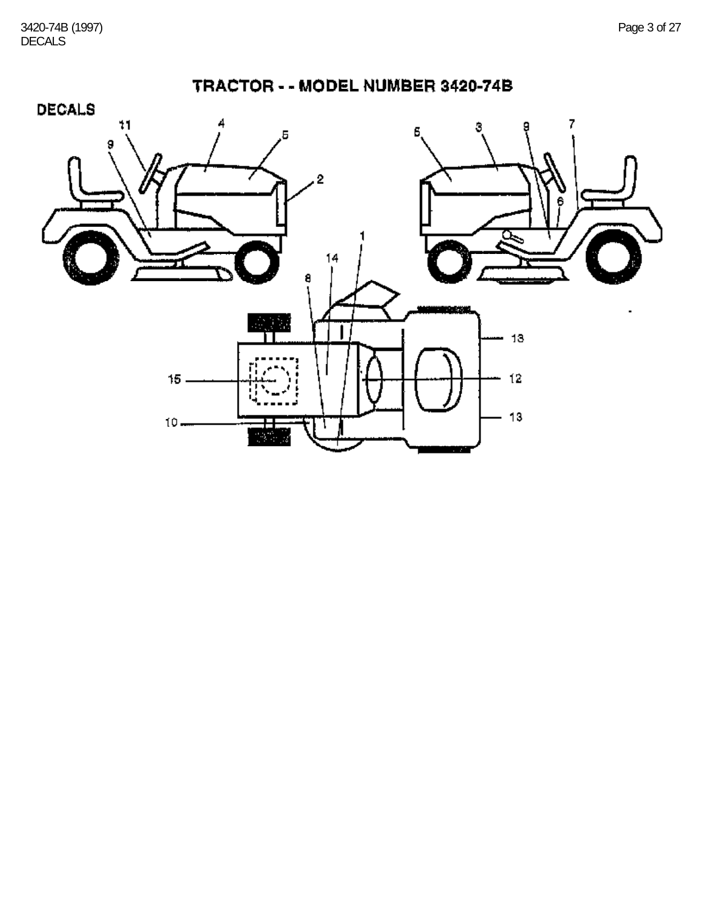# TRACTOR - - MODEL NUMBER 3420-74B

## DECALS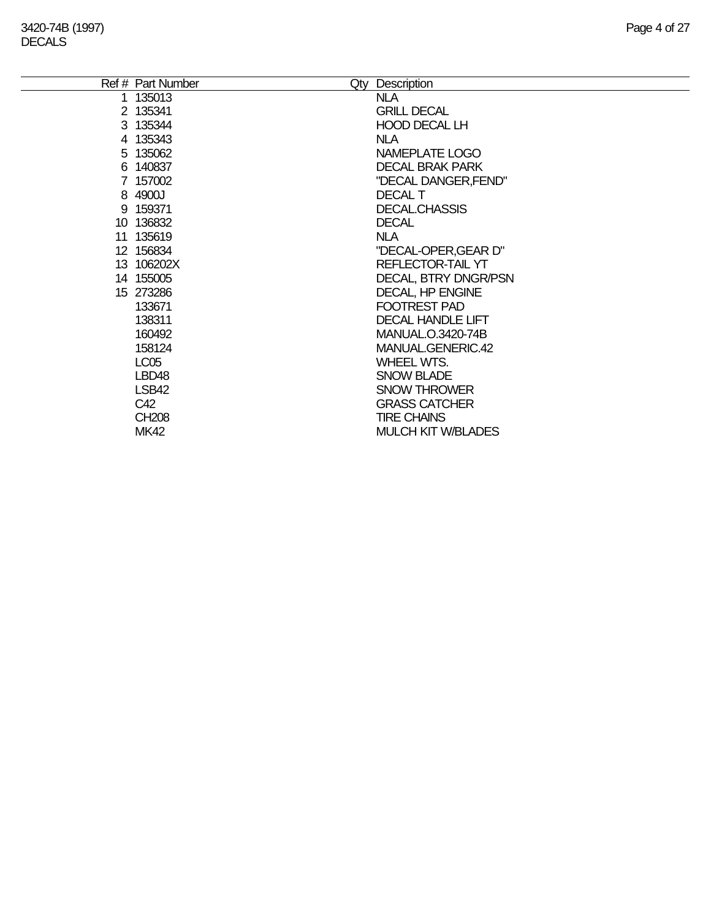# 3420-74B (1997)

## DECALS

| Ref # | Part Number | Qty | Description |
|---|---|---|---|
| 1 | 135013 | | NLA |
| 2 | 135341 | | GRILL DECAL |
| 3 | 135344 | | HOOD DECAL LH |
| 4 | 135343 | | NLA |
| 5 | 135062 | | NAMEPLATE LOGO |
| 6 | 140837 | | DECAL BRAK PARK |
| 7 | 157002 | | "DECAL DANGER,FEND" |
| 8 | 4900J | | DECAL T |
| 9 | 159371 | | DECAL.CHASSIS |
| 10 | 136832 | | DECAL |
| 11 | 135619 | | NLA |
| 12 | 156834 | | "DECAL-OPER,GEAR D" |
| 13 | 106202X | | REFLECTOR-TAIL YT |
| 14 | 155005 | | DECAL, BTRY DNGR/PSN |
| 15 | 273286 | | DECAL, HP ENGINE |
| | 133671 | | FOOTREST PAD |
| | 138311 | | DECAL HANDLE LIFT |
| | 160492 | | MANUAL.O.3420-74B |
| | 158124 | | MANUAL.GENERIC.42 |
| | LC05 | | WHEEL WTS. |
| | LBD48 | | SNOW BLADE |
| | LSB42 | | SNOW THROWER |
| | C42 | | GRASS CATCHER |
| | CH208 | | TIRE CHAINS |
| | MK42 | | MULCH KIT W/BLADES |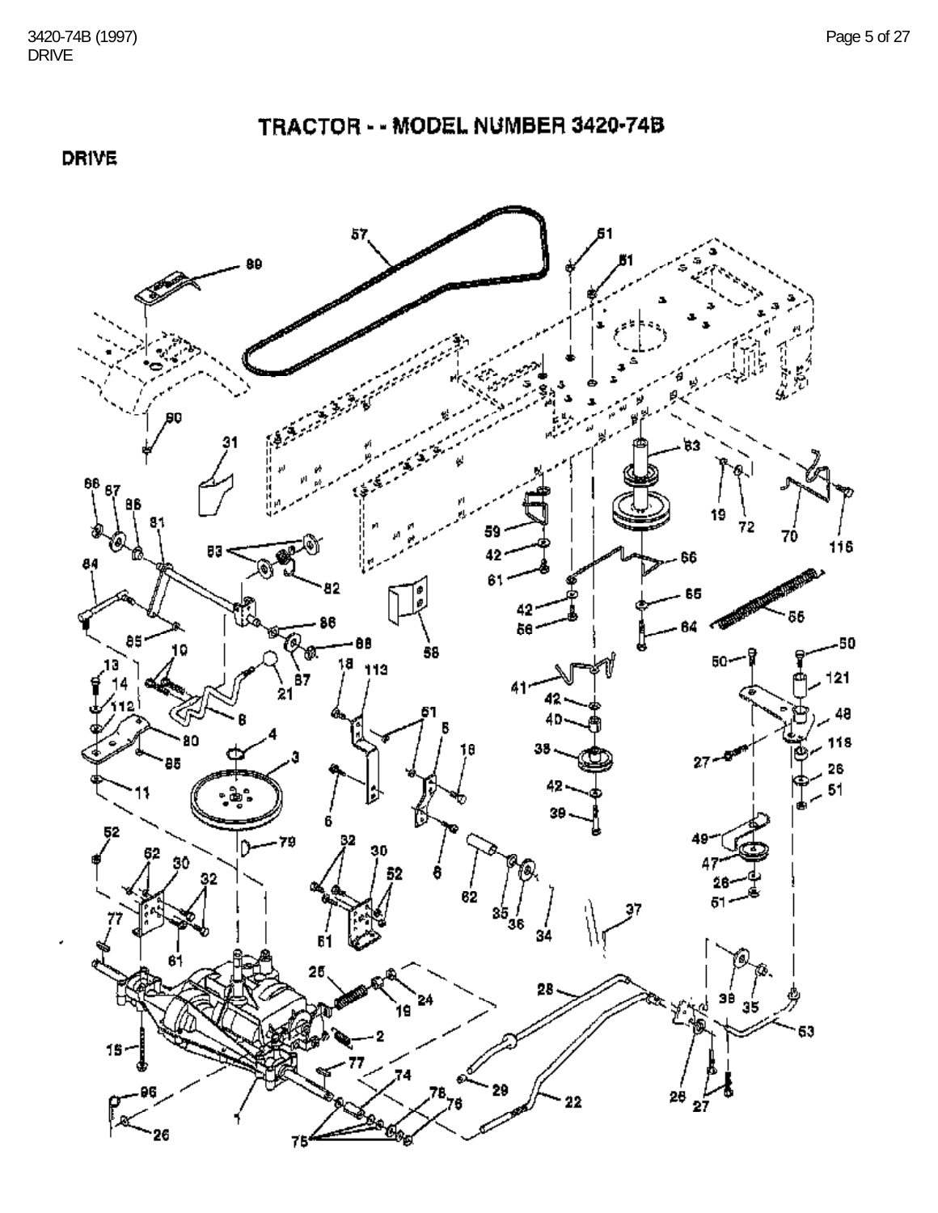# TRACTOR - - MODEL NUMBER 3420-74B

## DRIVE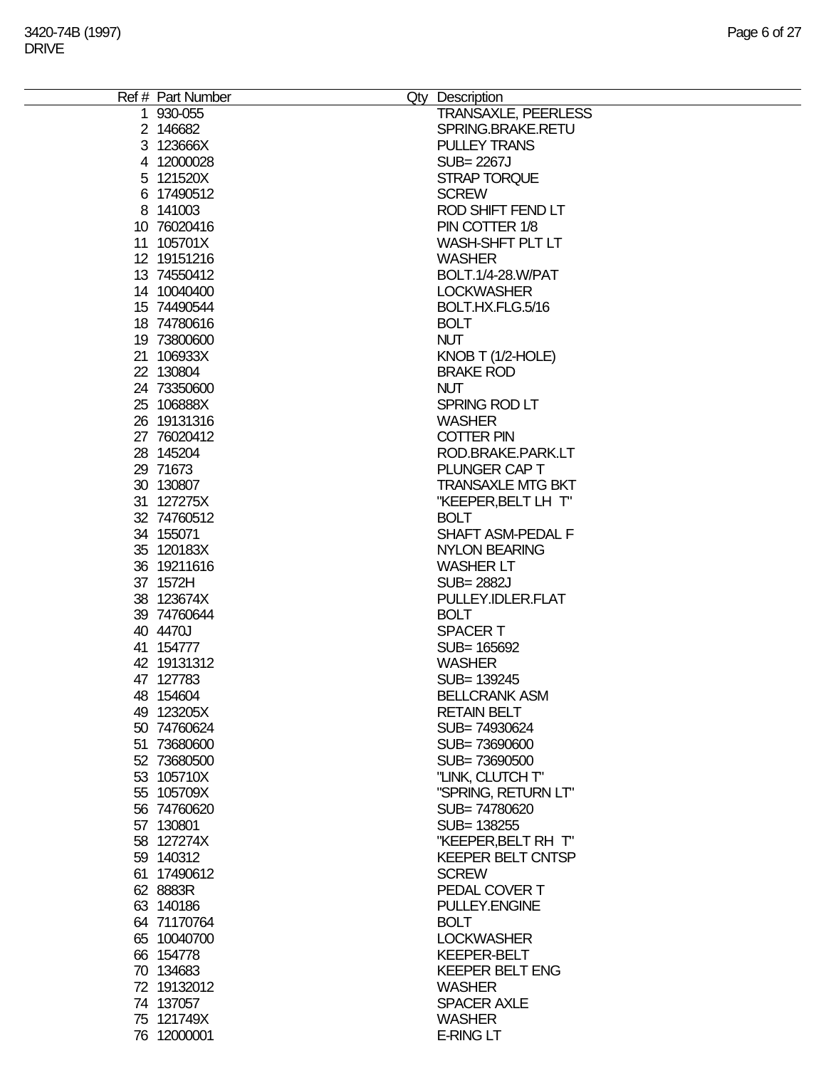3420-74B (1997)
DRIVE

| Ref # | Part Number | Qty | Description |
|---|---|---|---|
| 1 | 930-055 | | TRANSAXLE, PEERLESS |
| 2 | 146682 | | SPRING.BRAKE.RETU |
| 3 | 123666X | | PULLEY TRANS |
| 4 | 12000028 | | SUB= 2267J |
| 5 | 121520X | | STRAP TORQUE |
| 6 | 17490512 | | SCREW |
| 8 | 141003 | | ROD SHIFT FEND LT |
| 10 | 76020416 | | PIN COTTER 1/8 |
| 11 | 105701X | | WASH-SHFT PLT LT |
| 12 | 19151216 | | WASHER |
| 13 | 74550412 | | BOLT.1/4-28.W/PAT |
| 14 | 10040400 | | LOCKWASHER |
| 15 | 74490544 | | BOLT.HX.FLG.5/16 |
| 18 | 74780616 | | BOLT |
| 19 | 73800600 | | NUT |
| 21 | 106933X | | KNOB T (1/2-HOLE) |
| 22 | 130804 | | BRAKE ROD |
| 24 | 73350600 | | NUT |
| 25 | 106888X | | SPRING ROD LT |
| 26 | 19131316 | | WASHER |
| 27 | 76020412 | | COTTER PIN |
| 28 | 145204 | | ROD.BRAKE.PARK.LT |
| 29 | 71673 | | PLUNGER CAP T |
| 30 | 130807 | | TRANSAXLE MTG BKT |
| 31 | 127275X | | "KEEPER,BELT LH T" |
| 32 | 74760512 | | BOLT |
| 34 | 155071 | | SHAFT ASM-PEDAL F |
| 35 | 120183X | | NYLON BEARING |
| 36 | 19211616 | | WASHER LT |
| 37 | 1572H | | SUB= 2882J |
| 38 | 123674X | | PULLEY.IDLER.FLAT |
| 39 | 74760644 | | BOLT |
| 40 | 4470J | | SPACER T |
| 41 | 154777 | | SUB= 165692 |
| 42 | 19131312 | | WASHER |
| 47 | 127783 | | SUB= 139245 |
| 48 | 154604 | | BELLCRANK ASM |
| 49 | 123205X | | RETAIN BELT |
| 50 | 74760624 | | SUB= 74930624 |
| 51 | 73680600 | | SUB= 73690600 |
| 52 | 73680500 | | SUB= 73690500 |
| 53 | 105710X | | "LINK, CLUTCH T" |
| 55 | 105709X | | "SPRING, RETURN LT" |
| 56 | 74760620 | | SUB= 74780620 |
| 57 | 130801 | | SUB= 138255 |
| 58 | 127274X | | "KEEPER,BELT RH T" |
| 59 | 140312 | | KEEPER BELT CNTSP |
| 61 | 17490612 | | SCREW |
| 62 | 8883R | | PEDAL COVER T |
| 63 | 140186 | | PULLEY.ENGINE |
| 64 | 71170764 | | BOLT |
| 65 | 10040700 | | LOCKWASHER |
| 66 | 154778 | | KEEPER-BELT |
| 70 | 134683 | | KEEPER BELT ENG |
| 72 | 19132012 | | WASHER |
| 74 | 137057 | | SPACER AXLE |
| 75 | 121749X | | WASHER |
| 76 | 12000001 | | E-RING LT |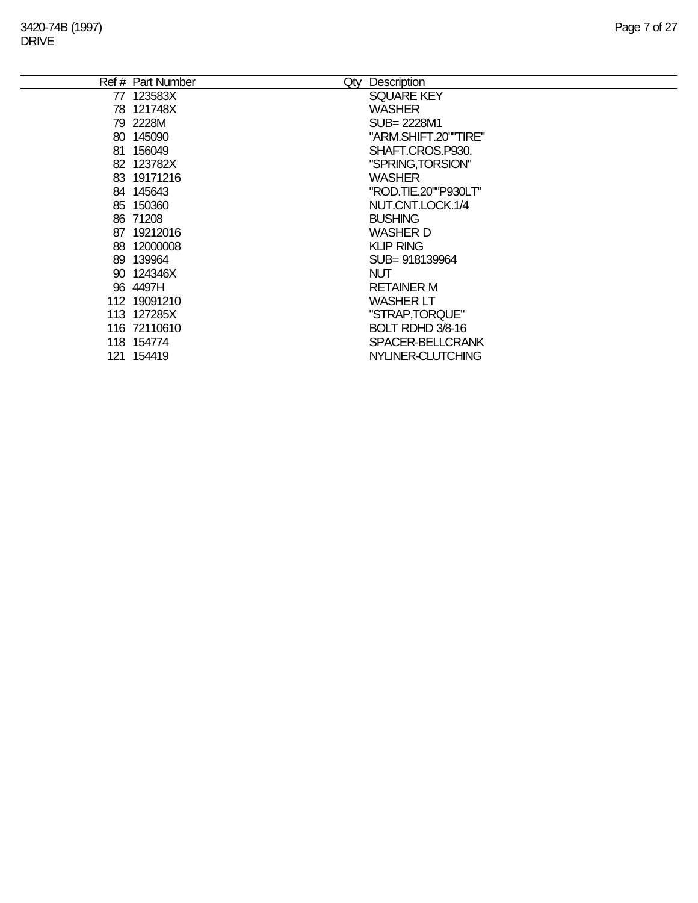| Ref # | Part Number | Qty | Description |
| --- | --- | --- | --- |
| 77 | 123583X | | SQUARE KEY |
| 78 | 121748X | | WASHER |
| 79 | 2228M | | SUB= 2228M1 |
| 80 | 145090 | | "ARM.SHIFT.20""TIRE" |
| 81 | 156049 | | SHAFT.CROS.P930. |
| 82 | 123782X | | "SPRING,TORSION" |
| 83 | 19171216 | | WASHER |
| 84 | 145643 | | "ROD.TIE.20""P930LT" |
| 85 | 150360 | | NUT.CNT.LOCK.1/4 |
| 86 | 71208 | | BUSHING |
| 87 | 19212016 | | WASHER D |
| 88 | 12000008 | | KLIP RING |
| 89 | 139964 | | SUB= 918139964 |
| 90 | 124346X | | NUT |
| 96 | 4497H | | RETAINER M |
| 112 | 19091210 | | WASHER LT |
| 113 | 127285X | | "STRAP,TORQUE" |
| 116 | 72110610 | | BOLT RDHD 3/8-16 |
| 118 | 154774 | | SPACER-BELLCRANK |
| 121 | 154419 | | NYLINER-CLUTCHING |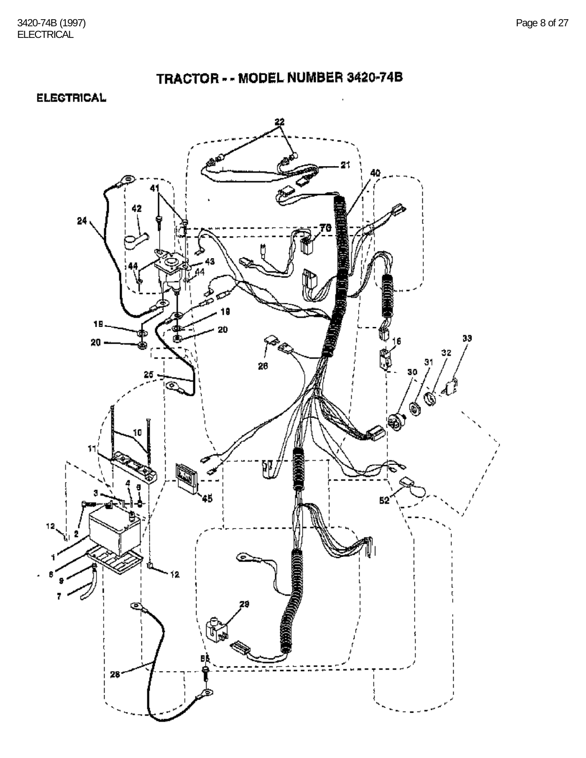# TRACTOR - - MODEL NUMBER 3420-74B

## ELECTRICAL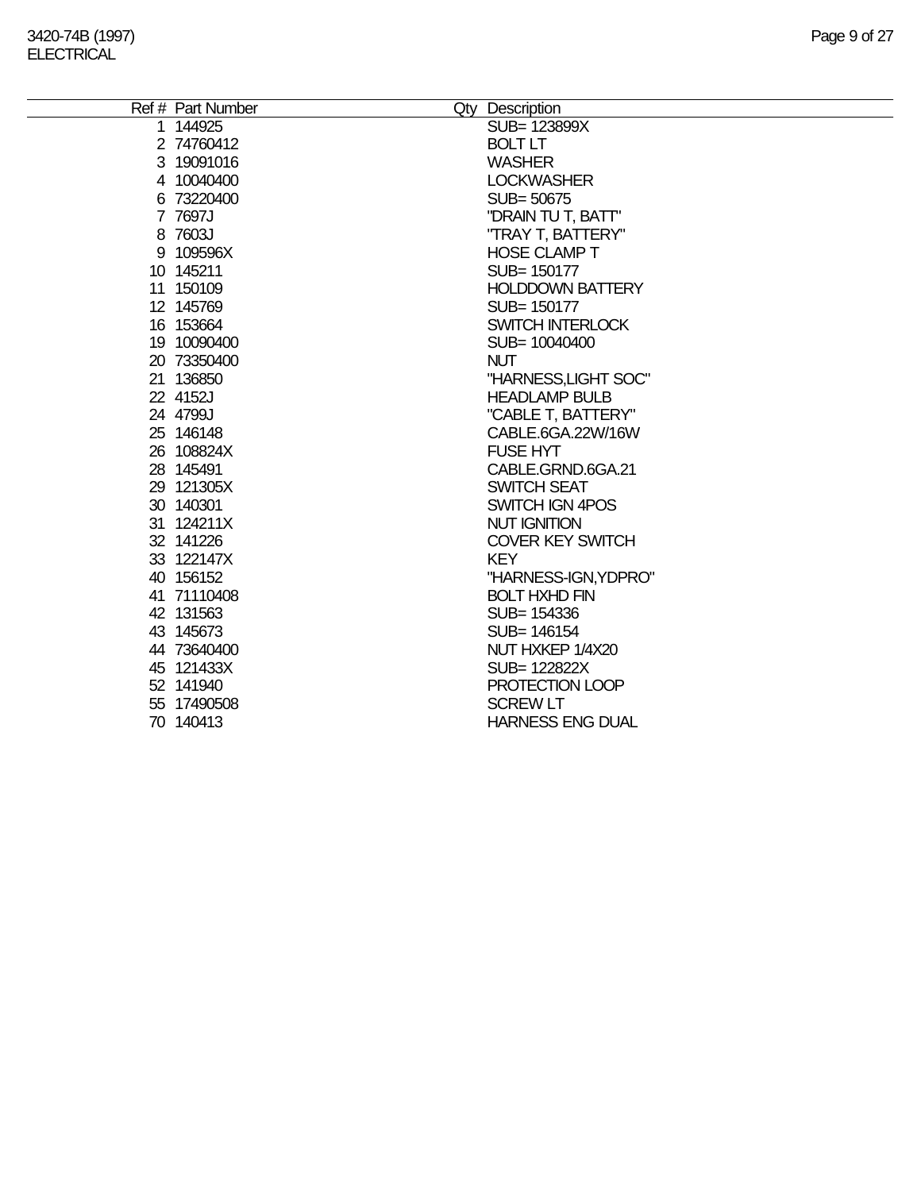# 3420-74B (1997)

## ELECTRICAL

| Ref # | Part Number | Qty | Description |
|---|---|---|---|
| 1 | 144925 | | SUB= 123899X |
| 2 | 74760412 | | BOLT LT |
| 3 | 19091016 | | WASHER |
| 4 | 10040400 | | LOCKWASHER |
| 6 | 73220400 | | SUB= 50675 |
| 7 | 7697J | | "DRAIN TU T, BATT" |
| 8 | 7603J | | "TRAY T, BATTERY" |
| 9 | 109596X | | HOSE CLAMP T |
| 10 | 145211 | | SUB= 150177 |
| 11 | 150109 | | HOLDDOWN BATTERY |
| 12 | 145769 | | SUB= 150177 |
| 16 | 153664 | | SWITCH INTERLOCK |
| 19 | 10090400 | | SUB= 10040400 |
| 20 | 73350400 | | NUT |
| 21 | 136850 | | "HARNESS,LIGHT SOC" |
| 22 | 4152J | | HEADLAMP BULB |
| 24 | 4799J | | "CABLE T, BATTERY" |
| 25 | 146148 | | CABLE.6GA.22W/16W |
| 26 | 108824X | | FUSE HYT |
| 28 | 145491 | | CABLE.GRND.6GA.21 |
| 29 | 121305X | | SWITCH SEAT |
| 30 | 140301 | | SWITCH IGN 4POS |
| 31 | 124211X | | NUT IGNITION |
| 32 | 141226 | | COVER KEY SWITCH |
| 33 | 122147X | | KEY |
| 40 | 156152 | | "HARNESS-IGN,YDPRO" |
| 41 | 71110408 | | BOLT HXHD FIN |
| 42 | 131563 | | SUB= 154336 |
| 43 | 145673 | | SUB= 146154 |
| 44 | 73640400 | | NUT HXKEP 1/4X20 |
| 45 | 121433X | | SUB= 122822X |
| 52 | 141940 | | PROTECTION LOOP |
| 55 | 17490508 | | SCREW LT |
| 70 | 140413 | | HARNESS ENG DUAL |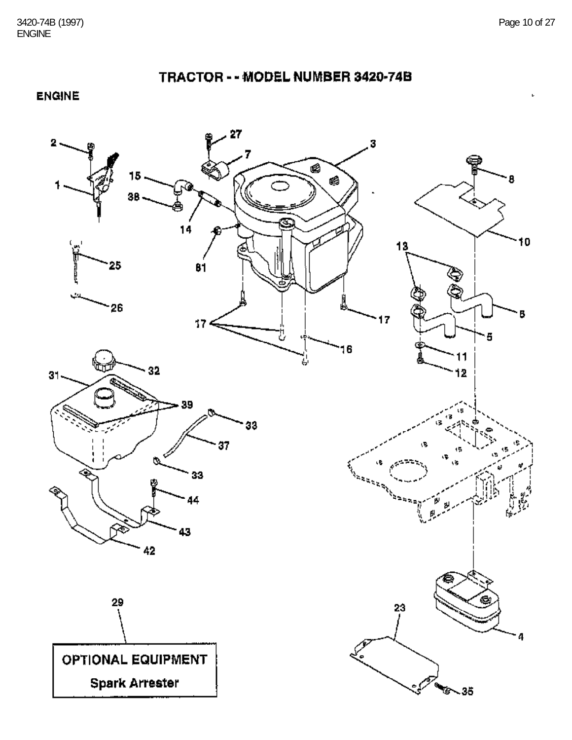# TRACTOR - - MODEL NUMBER 3420-74B

## ENGINE

2
27
3
1
15
7
8
38
14
10
81
13
25
6
26
17
17
5
16
11
12
31
32
39
33
37
33
44
43
42
29
23
4
35

**OPTIONAL EQUIPMENT**

**Spark Arrester**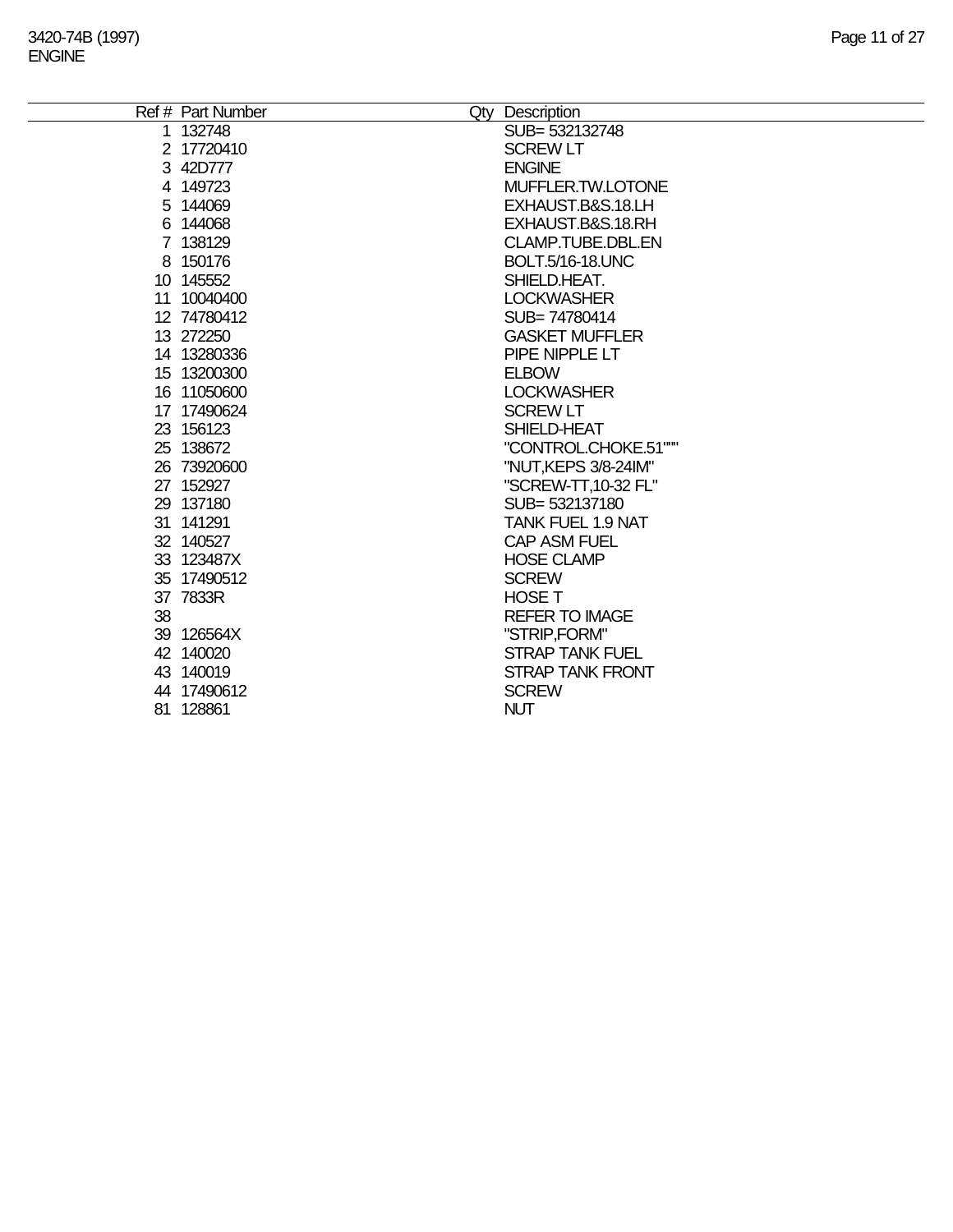| Ref # | Part Number | Qty | Description |
|---|---|---|---|
| 1 | 132748 | | SUB= 532132748 |
| 2 | 17720410 | | SCREW LT |
| 3 | 42D777 | | ENGINE |
| 4 | 149723 | | MUFFLER.TW.LOTONE |
| 5 | 144069 | | EXHAUST.B&S.18.LH |
| 6 | 144068 | | EXHAUST.B&S.18.RH |
| 7 | 138129 | | CLAMP.TUBE.DBL.EN |
| 8 | 150176 | | BOLT.5/16-18.UNC |
| 10 | 145552 | | SHIELD.HEAT. |
| 11 | 10040400 | | LOCKWASHER |
| 12 | 74780412 | | SUB= 74780414 |
| 13 | 272250 | | GASKET MUFFLER |
| 14 | 13280336 | | PIPE NIPPLE LT |
| 15 | 13200300 | | ELBOW |
| 16 | 11050600 | | LOCKWASHER |
| 17 | 17490624 | | SCREW LT |
| 23 | 156123 | | SHIELD-HEAT |
| 25 | 138672 | | "CONTROL.CHOKE.51""" |
| 26 | 73920600 | | "NUT,KEPS 3/8-24IM" |
| 27 | 152927 | | "SCREW-TT,10-32 FL" |
| 29 | 137180 | | SUB= 532137180 |
| 31 | 141291 | | TANK FUEL 1.9 NAT |
| 32 | 140527 | | CAP ASM FUEL |
| 33 | 123487X | | HOSE CLAMP |
| 35 | 17490512 | | SCREW |
| 37 | 7833R | | HOSE T |
| 38 | | | REFER TO IMAGE |
| 39 | 126564X | | "STRIP,FORM" |
| 42 | 140020 | | STRAP TANK FUEL |
| 43 | 140019 | | STRAP TANK FRONT |
| 44 | 17490612 | | SCREW |
| 81 | 128861 | | NUT |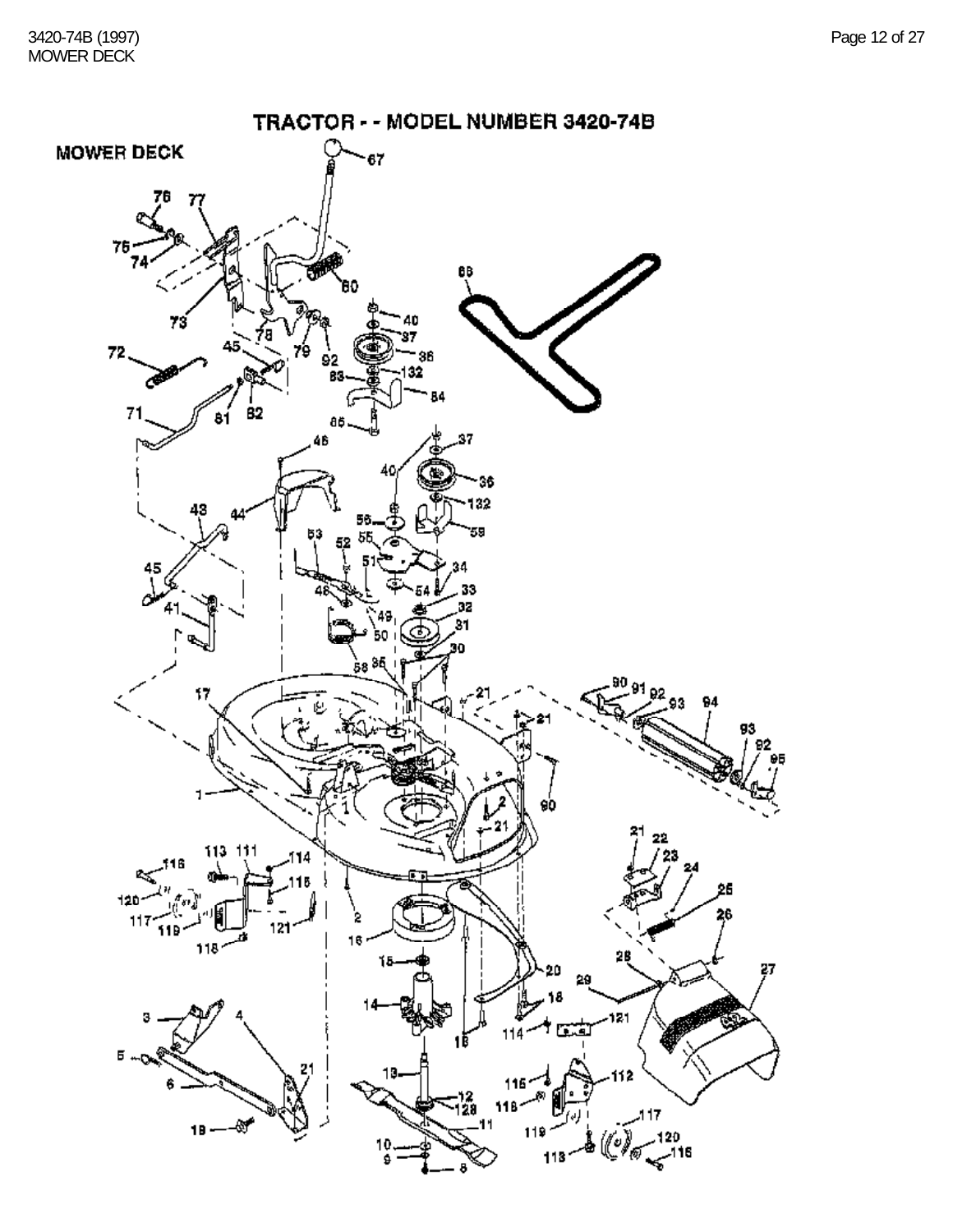# TRACTOR - - MODEL NUMBER 3420-74B

## MOWER DECK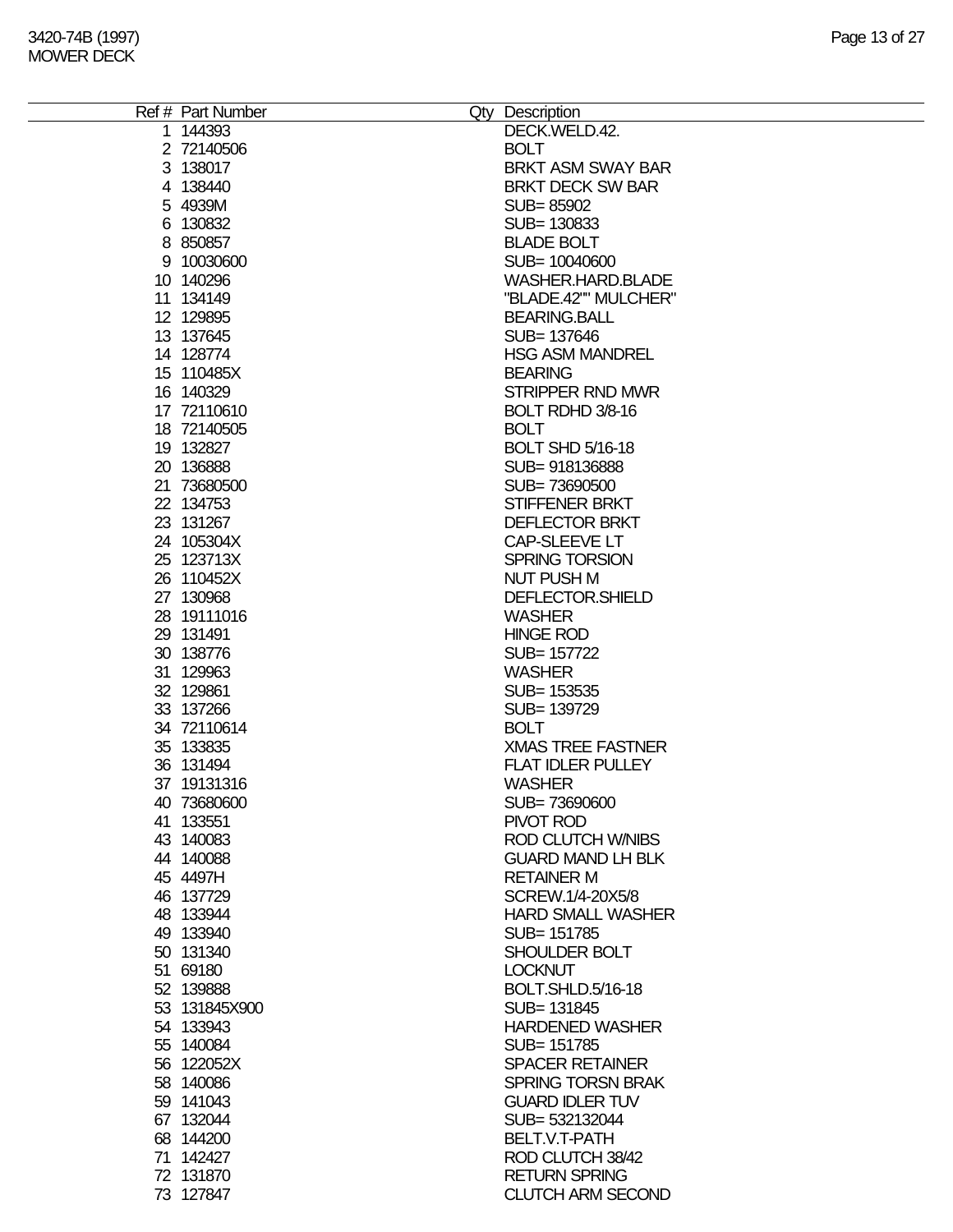| Ref # | Part Number | Qty | Description |
|---|---|---|---|
| 1 | 144393 | | DECK.WELD.42. |
| 2 | 72140506 | | BOLT |
| 3 | 138017 | | BRKT ASM SWAY BAR |
| 4 | 138440 | | BRKT DECK SW BAR |
| 5 | 4939M | | SUB= 85902 |
| 6 | 130832 | | SUB= 130833 |
| 8 | 850857 | | BLADE BOLT |
| 9 | 10030600 | | SUB= 10040600 |
| 10 | 140296 | | WASHER.HARD.BLADE |
| 11 | 134149 | | "BLADE.42"" MULCHER" |
| 12 | 129895 | | BEARING.BALL |
| 13 | 137645 | | SUB= 137646 |
| 14 | 128774 | | HSG ASM MANDREL |
| 15 | 110485X | | BEARING |
| 16 | 140329 | | STRIPPER RND MWR |
| 17 | 72110610 | | BOLT RDHD 3/8-16 |
| 18 | 72140505 | | BOLT |
| 19 | 132827 | | BOLT SHD 5/16-18 |
| 20 | 136888 | | SUB= 918136888 |
| 21 | 73680500 | | SUB= 73690500 |
| 22 | 134753 | | STIFFENER BRKT |
| 23 | 131267 | | DEFLECTOR BRKT |
| 24 | 105304X | | CAP-SLEEVE LT |
| 25 | 123713X | | SPRING TORSION |
| 26 | 110452X | | NUT PUSH M |
| 27 | 130968 | | DEFLECTOR.SHIELD |
| 28 | 19111016 | | WASHER |
| 29 | 131491 | | HINGE ROD |
| 30 | 138776 | | SUB= 157722 |
| 31 | 129963 | | WASHER |
| 32 | 129861 | | SUB= 153535 |
| 33 | 137266 | | SUB= 139729 |
| 34 | 72110614 | | BOLT |
| 35 | 133835 | | XMAS TREE FASTNER |
| 36 | 131494 | | FLAT IDLER PULLEY |
| 37 | 19131316 | | WASHER |
| 40 | 73680600 | | SUB= 73690600 |
| 41 | 133551 | | PIVOT ROD |
| 43 | 140083 | | ROD CLUTCH W/NIBS |
| 44 | 140088 | | GUARD MAND LH BLK |
| 45 | 4497H | | RETAINER M |
| 46 | 137729 | | SCREW.1/4-20X5/8 |
| 48 | 133944 | | HARD SMALL WASHER |
| 49 | 133940 | | SUB= 151785 |
| 50 | 131340 | | SHOULDER BOLT |
| 51 | 69180 | | LOCKNUT |
| 52 | 139888 | | BOLT.SHLD.5/16-18 |
| 53 | 131845X900 | | SUB= 131845 |
| 54 | 133943 | | HARDENED WASHER |
| 55 | 140084 | | SUB= 151785 |
| 56 | 122052X | | SPACER RETAINER |
| 58 | 140086 | | SPRING TORSN BRAK |
| 59 | 141043 | | GUARD IDLER TUV |
| 67 | 132044 | | SUB= 532132044 |
| 68 | 144200 | | BELT.V.T-PATH |
| 71 | 142427 | | ROD CLUTCH 38/42 |
| 72 | 131870 | | RETURN SPRING |
| 73 | 127847 | | CLUTCH ARM SECOND |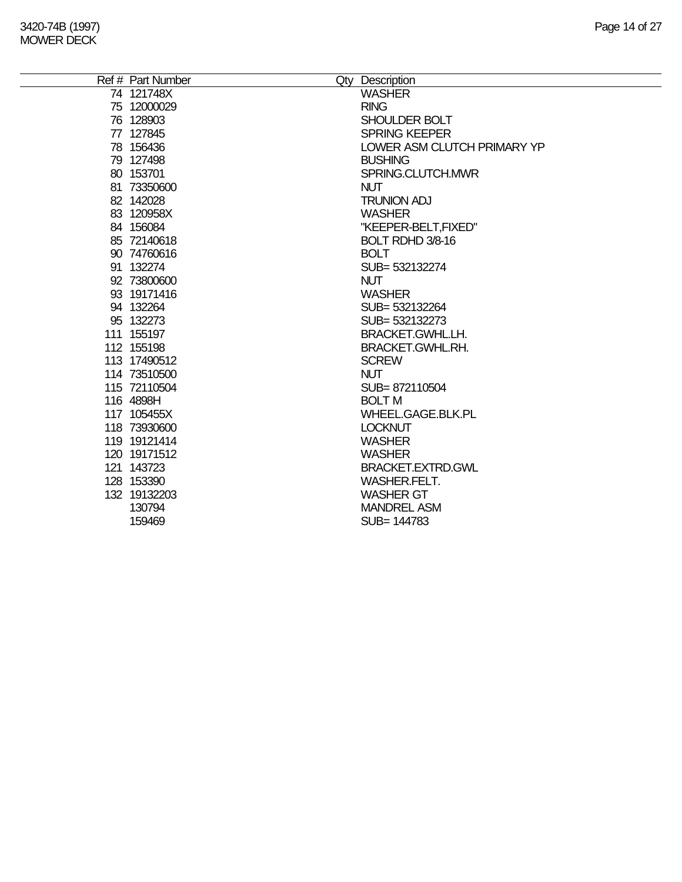| Ref # | Part Number | Qty | Description |
|---|---|---|---|
| 74 | 121748X | | WASHER |
| 75 | 12000029 | | RING |
| 76 | 128903 | | SHOULDER BOLT |
| 77 | 127845 | | SPRING KEEPER |
| 78 | 156436 | | LOWER ASM CLUTCH PRIMARY YP |
| 79 | 127498 | | BUSHING |
| 80 | 153701 | | SPRING.CLUTCH.MWR |
| 81 | 73350600 | | NUT |
| 82 | 142028 | | TRUNION ADJ |
| 83 | 120958X | | WASHER |
| 84 | 156084 | | "KEEPER-BELT,FIXED" |
| 85 | 72140618 | | BOLT RDHD 3/8-16 |
| 90 | 74760616 | | BOLT |
| 91 | 132274 | | SUB= 532132274 |
| 92 | 73800600 | | NUT |
| 93 | 19171416 | | WASHER |
| 94 | 132264 | | SUB= 532132264 |
| 95 | 132273 | | SUB= 532132273 |
| 111 | 155197 | | BRACKET.GWHL.LH. |
| 112 | 155198 | | BRACKET.GWHL.RH. |
| 113 | 17490512 | | SCREW |
| 114 | 73510500 | | NUT |
| 115 | 72110504 | | SUB= 872110504 |
| 116 | 4898H | | BOLT M |
| 117 | 105455X | | WHEEL.GAGE.BLK.PL |
| 118 | 73930600 | | LOCKNUT |
| 119 | 19121414 | | WASHER |
| 120 | 19171512 | | WASHER |
| 121 | 143723 | | BRACKET.EXTRD.GWL |
| 128 | 153390 | | WASHER.FELT. |
| 132 | 19132203 | | WASHER GT |
| | 130794 | | MANDREL ASM |
| | 159469 | | SUB= 144783 |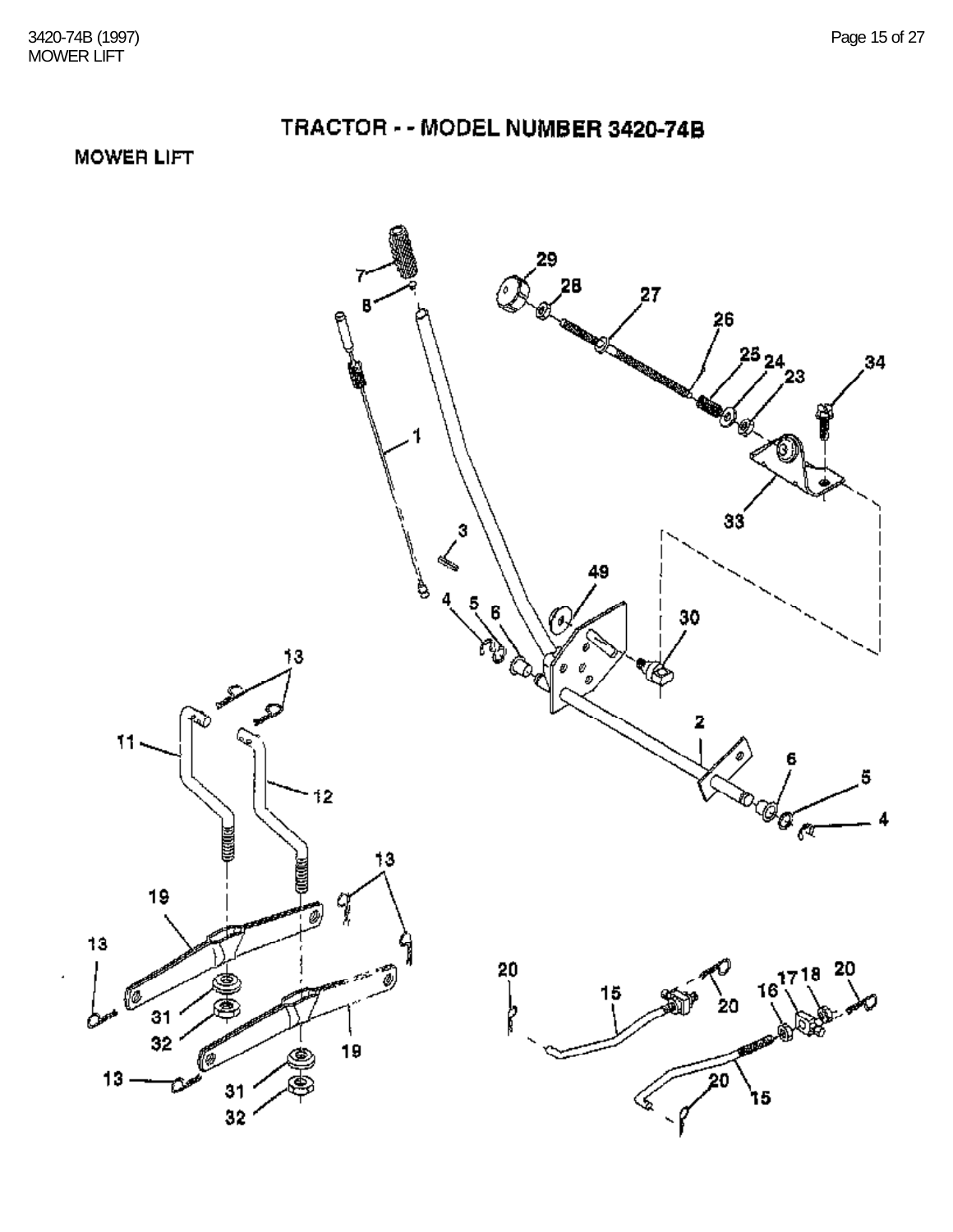# TRACTOR - - MODEL NUMBER 3420-74B

## MOWER LIFT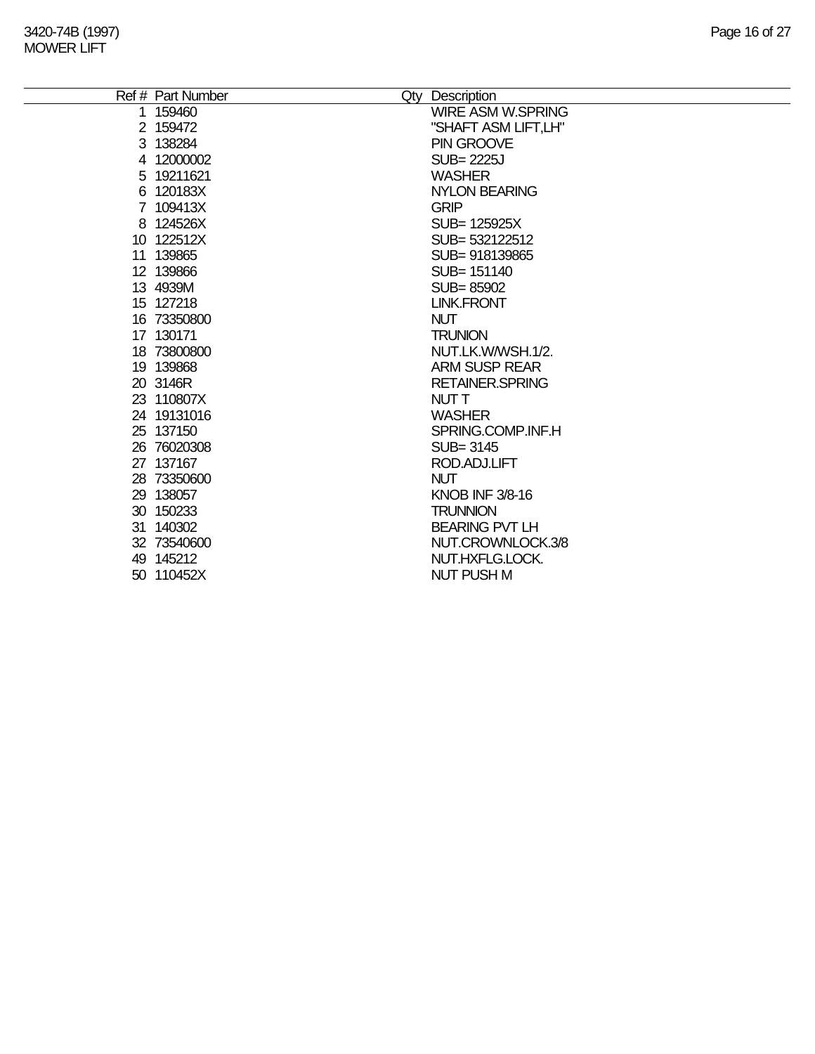3420-74B (1997)
MOWER LIFT

| Ref # | Part Number | Qty | Description |
|---|---|---|---|
| 1 | 159460 | | WIRE ASM W.SPRING |
| 2 | 159472 | | "SHAFT ASM LIFT,LH" |
| 3 | 138284 | | PIN GROOVE |
| 4 | 12000002 | | SUB= 2225J |
| 5 | 19211621 | | WASHER |
| 6 | 120183X | | NYLON BEARING |
| 7 | 109413X | | GRIP |
| 8 | 124526X | | SUB= 125925X |
| 10 | 122512X | | SUB= 532122512 |
| 11 | 139865 | | SUB= 918139865 |
| 12 | 139866 | | SUB= 151140 |
| 13 | 4939M | | SUB= 85902 |
| 15 | 127218 | | LINK.FRONT |
| 16 | 73350800 | | NUT |
| 17 | 130171 | | TRUNION |
| 18 | 73800800 | | NUT.LK.W/WSH.1/2. |
| 19 | 139868 | | ARM SUSP REAR |
| 20 | 3146R | | RETAINER.SPRING |
| 23 | 110807X | | NUT T |
| 24 | 19131016 | | WASHER |
| 25 | 137150 | | SPRING.COMP.INF.H |
| 26 | 76020308 | | SUB= 3145 |
| 27 | 137167 | | ROD.ADJ.LIFT |
| 28 | 73350600 | | NUT |
| 29 | 138057 | | KNOB INF 3/8-16 |
| 30 | 150233 | | TRUNNION |
| 31 | 140302 | | BEARING PVT LH |
| 32 | 73540600 | | NUT.CROWNLOCK.3/8 |
| 49 | 145212 | | NUT.HXFLG.LOCK. |
| 50 | 110452X | | NUT PUSH M |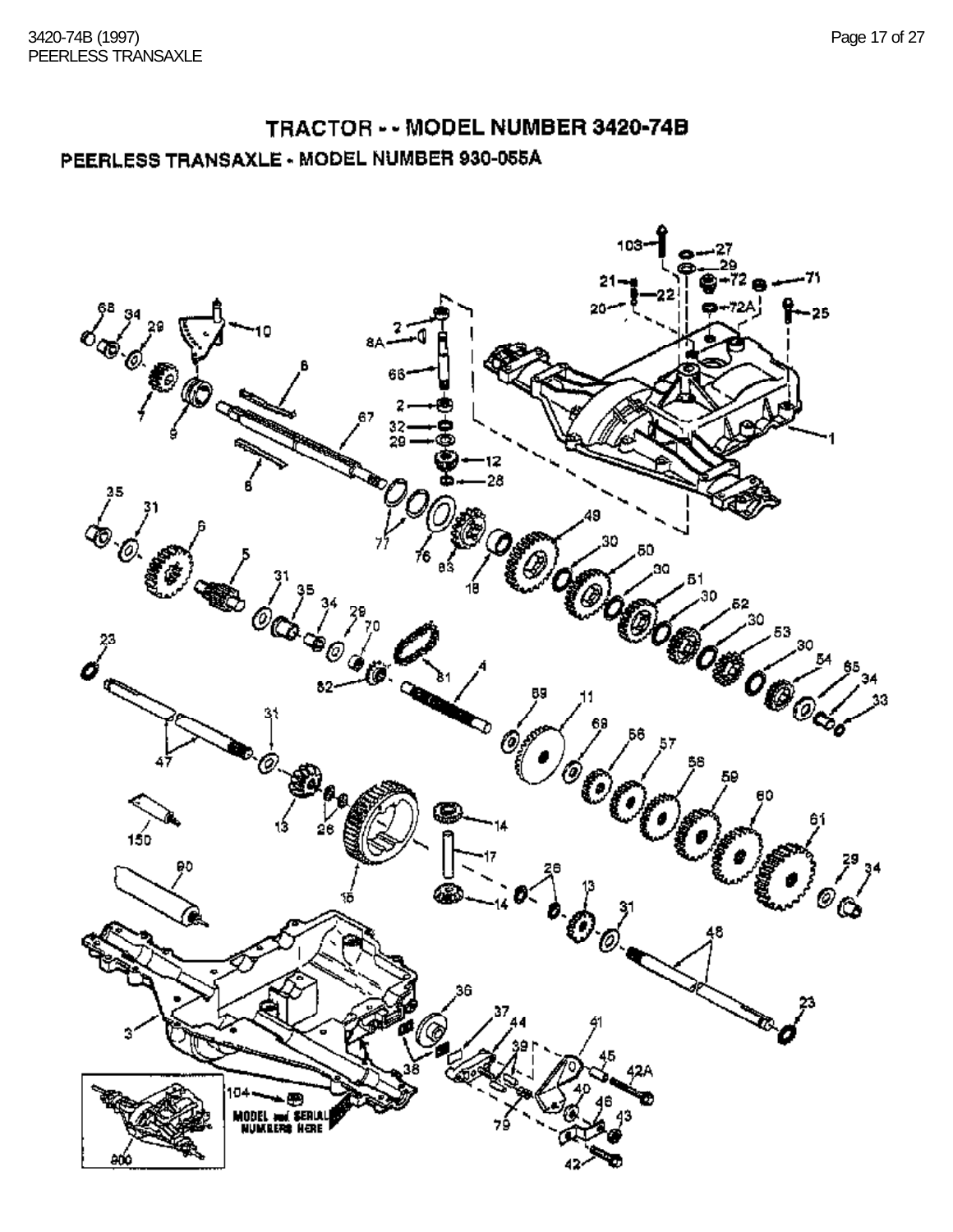# TRACTOR - - MODEL NUMBER 3420-74B

## PEERLESS TRANSAXLE - MODEL NUMBER 930-055A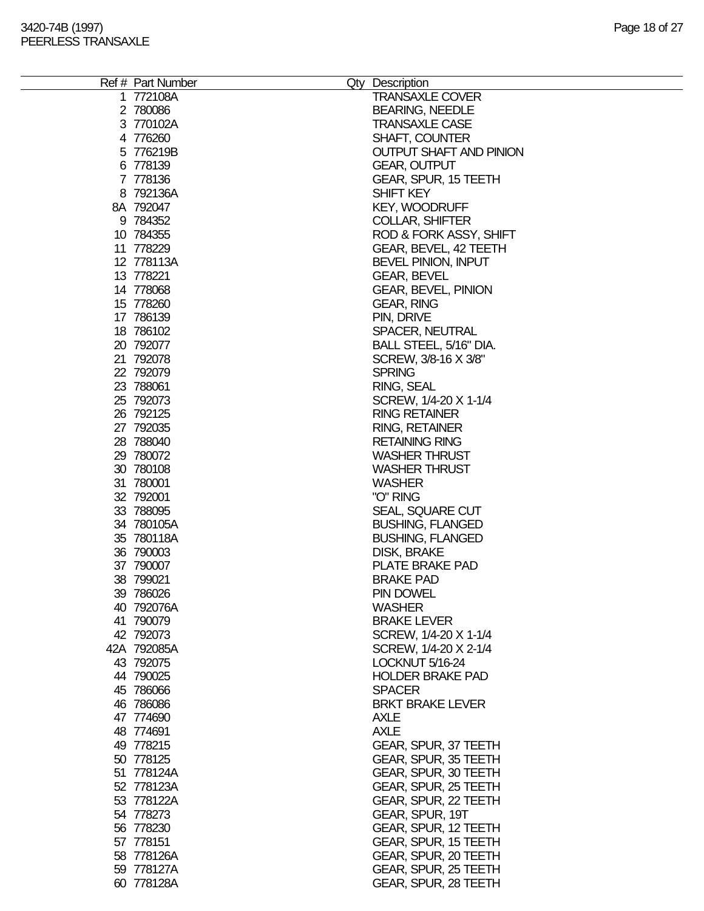| Ref # | Part Number | Qty | Description |
|---|---|---|---|
| 1 | 772108A | | TRANSAXLE COVER |
| 2 | 780086 | | BEARING, NEEDLE |
| 3 | 770102A | | TRANSAXLE CASE |
| 4 | 776260 | | SHAFT, COUNTER |
| 5 | 776219B | | OUTPUT SHAFT AND PINION |
| 6 | 778139 | | GEAR, OUTPUT |
| 7 | 778136 | | GEAR, SPUR, 15 TEETH |
| 8 | 792136A | | SHIFT KEY |
| 8A | 792047 | | KEY, WOODRUFF |
| 9 | 784352 | | COLLAR, SHIFTER |
| 10 | 784355 | | ROD & FORK ASSY, SHIFT |
| 11 | 778229 | | GEAR, BEVEL, 42 TEETH |
| 12 | 778113A | | BEVEL PINION, INPUT |
| 13 | 778221 | | GEAR, BEVEL |
| 14 | 778068 | | GEAR, BEVEL, PINION |
| 15 | 778260 | | GEAR, RING |
| 17 | 786139 | | PIN, DRIVE |
| 18 | 786102 | | SPACER, NEUTRAL |
| 20 | 792077 | | BALL STEEL, 5/16" DIA. |
| 21 | 792078 | | SCREW, 3/8-16 X 3/8" |
| 22 | 792079 | | SPRING |
| 23 | 788061 | | RING, SEAL |
| 25 | 792073 | | SCREW, 1/4-20 X 1-1/4 |
| 26 | 792125 | | RING RETAINER |
| 27 | 792035 | | RING, RETAINER |
| 28 | 788040 | | RETAINING RING |
| 29 | 780072 | | WASHER THRUST |
| 30 | 780108 | | WASHER THRUST |
| 31 | 780001 | | WASHER |
| 32 | 792001 | | "O" RING |
| 33 | 788095 | | SEAL, SQUARE CUT |
| 34 | 780105A | | BUSHING, FLANGED |
| 35 | 780118A | | BUSHING, FLANGED |
| 36 | 790003 | | DISK, BRAKE |
| 37 | 790007 | | PLATE BRAKE PAD |
| 38 | 799021 | | BRAKE PAD |
| 39 | 786026 | | PIN DOWEL |
| 40 | 792076A | | WASHER |
| 41 | 790079 | | BRAKE LEVER |
| 42 | 792073 | | SCREW, 1/4-20 X 1-1/4 |
| 42A | 792085A | | SCREW, 1/4-20 X 2-1/4 |
| 43 | 792075 | | LOCKNUT 5/16-24 |
| 44 | 790025 | | HOLDER BRAKE PAD |
| 45 | 786066 | | SPACER |
| 46 | 786086 | | BRKT BRAKE LEVER |
| 47 | 774690 | | AXLE |
| 48 | 774691 | | AXLE |
| 49 | 778215 | | GEAR, SPUR, 37 TEETH |
| 50 | 778125 | | GEAR, SPUR, 35 TEETH |
| 51 | 778124A | | GEAR, SPUR, 30 TEETH |
| 52 | 778123A | | GEAR, SPUR, 25 TEETH |
| 53 | 778122A | | GEAR, SPUR, 22 TEETH |
| 54 | 778273 | | GEAR, SPUR, 19T |
| 56 | 778230 | | GEAR, SPUR, 12 TEETH |
| 57 | 778151 | | GEAR, SPUR, 15 TEETH |
| 58 | 778126A | | GEAR, SPUR, 20 TEETH |
| 59 | 778127A | | GEAR, SPUR, 25 TEETH |
| 60 | 778128A | | GEAR, SPUR, 28 TEETH |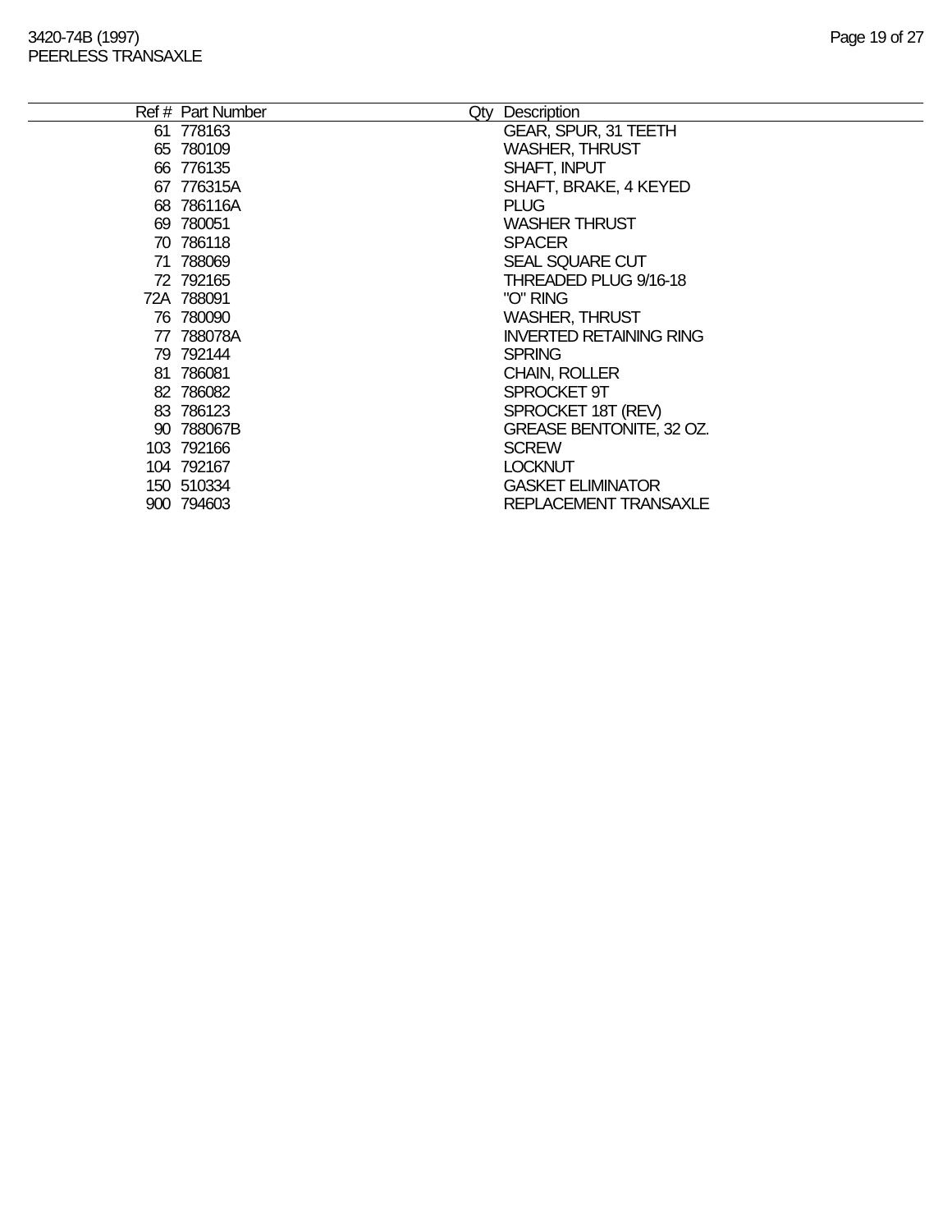| Ref # | Part Number | Qty | Description |
| --- | --- | --- | --- |
| 61 | 778163 | | GEAR, SPUR, 31 TEETH |
| 65 | 780109 | | WASHER, THRUST |
| 66 | 776135 | | SHAFT, INPUT |
| 67 | 776315A | | SHAFT, BRAKE, 4 KEYED |
| 68 | 786116A | | PLUG |
| 69 | 780051 | | WASHER THRUST |
| 70 | 786118 | | SPACER |
| 71 | 788069 | | SEAL SQUARE CUT |
| 72 | 792165 | | THREADED PLUG 9/16-18 |
| 72A | 788091 | | "O" RING |
| 76 | 780090 | | WASHER, THRUST |
| 77 | 788078A | | INVERTED RETAINING RING |
| 79 | 792144 | | SPRING |
| 81 | 786081 | | CHAIN, ROLLER |
| 82 | 786082 | | SPROCKET 9T |
| 83 | 786123 | | SPROCKET 18T (REV) |
| 90 | 788067B | | GREASE BENTONITE, 32 OZ. |
| 103 | 792166 | | SCREW |
| 104 | 792167 | | LOCKNUT |
| 150 | 510334 | | GASKET ELIMINATOR |
| 900 | 794603 | | REPLACEMENT TRANSAXLE |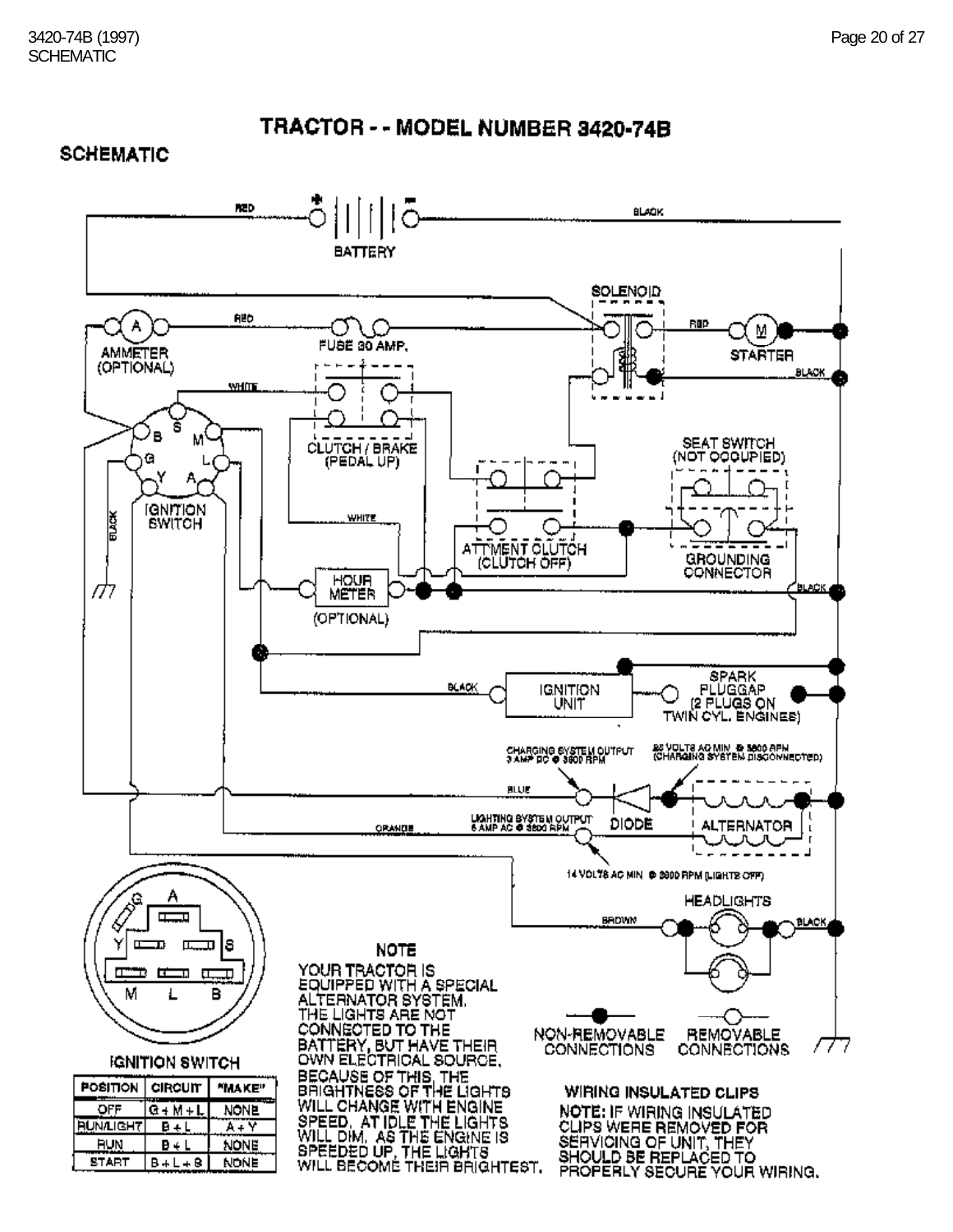# TRACTOR - - MODEL NUMBER 3420-74B

## SCHEMATIC

RED

BATTERY

BLACK

SOLENOID

AMMETER (OPTIONAL)

RED

FUSE 30 AMP.

RED

STARTER

BLACK

WHITE

CLUTCH / BRAKE (PEDAL UP)

SEAT SWITCH (NOT OCCUPIED)

IGNITION SWITCH

BLACK

WHITE

ATT'MENT CLUTCH (CLUTCH OFF)

GROUNDING CONNECTOR

HOUR METER (OPTIONAL)

BLACK

BLACK

IGNITION UNIT

SPARK PLUGGAP (2 PLUGS ON TWIN CYL. ENGINES)

CHARGING SYSTEM OUTPUT 3 AMP DC @ 3600 RPM

28 VOLTS AC MIN @ 3600 RPM (CHARGING SYSTEM DISCONNECTED)

BLUE

DIODE

ALTERNATOR

ORANGE

LIGHTING SYSTEM OUTPUT 5 AMP AC @ 3600 RPM

14 VOLTS AC MIN @ 3600 RPM (LIGHTS OFF)

HEADLIGHTS

BROWN

BLACK

IGNITION SWITCH

| POSITION | CIRCUIT | "MAKE" |
|---|---|---|
| OFF | G + M + L | NONE |
| RUN/LIGHT | B + L | A + Y |
| RUN | B + L | NONE |
| START | B + L + S | NONE |

**NOTE**

YOUR TRACTOR IS EQUIPPED WITH A SPECIAL ALTERNATOR SYSTEM. THE LIGHTS ARE NOT CONNECTED TO THE BATTERY, BUT HAVE THEIR OWN ELECTRICAL SOURCE. BECAUSE OF THIS, THE BRIGHTNESS OF THE LIGHTS WILL CHANGE WITH ENGINE SPEED. AT IDLE THE LIGHTS WILL DIM. AS THE ENGINE IS SPEEDED UP, THE LIGHTS WILL BECOME THEIR BRIGHTEST.

NON-REMOVABLE CONNECTIONS

REMOVABLE CONNECTIONS

**WIRING INSULATED CLIPS**

**NOTE:** IF WIRING INSULATED CLIPS WERE REMOVED FOR SERVICING OF UNIT, THEY SHOULD BE REPLACED TO PROPERLY SECURE YOUR WIRING.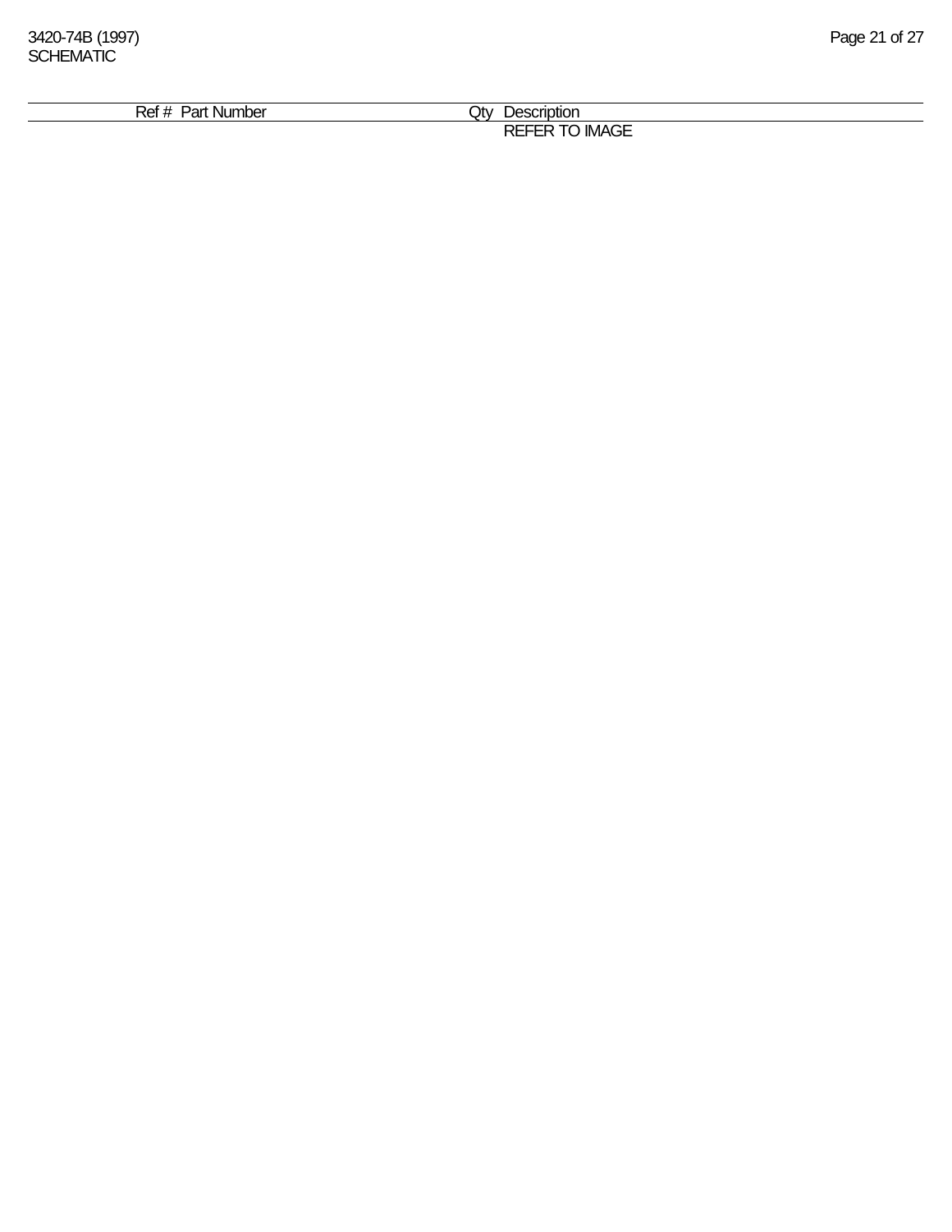# SCHEMATIC

| Ref # | Part Number | Qty | Description |
| --- | --- | --- | --- |
| | | | REFER TO IMAGE |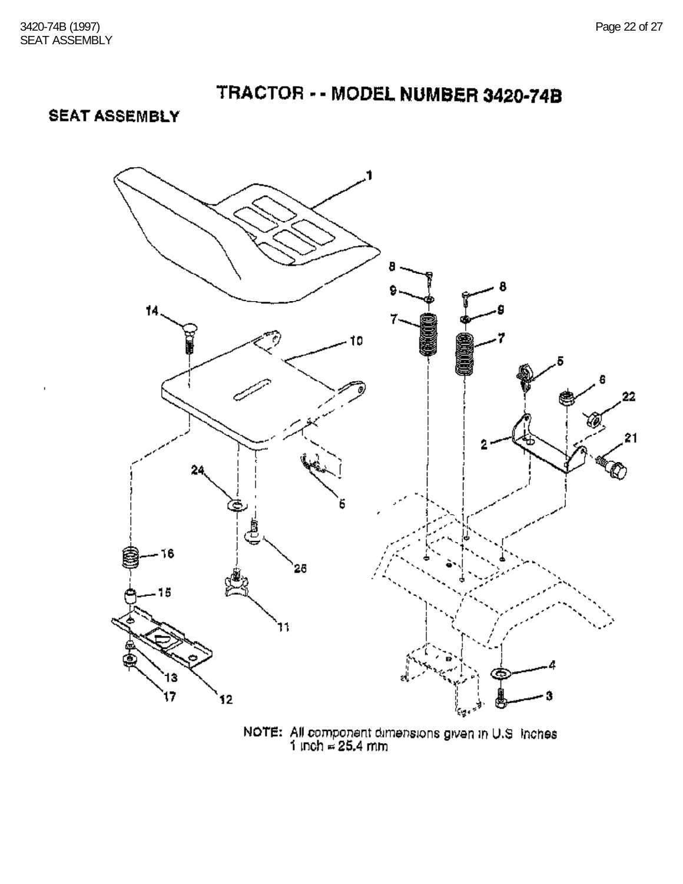# TRACTOR - - MODEL NUMBER 3420-74B

## SEAT ASSEMBLY

NOTE: All component dimensions given in U.S. Inches
1 inch = 25.4 mm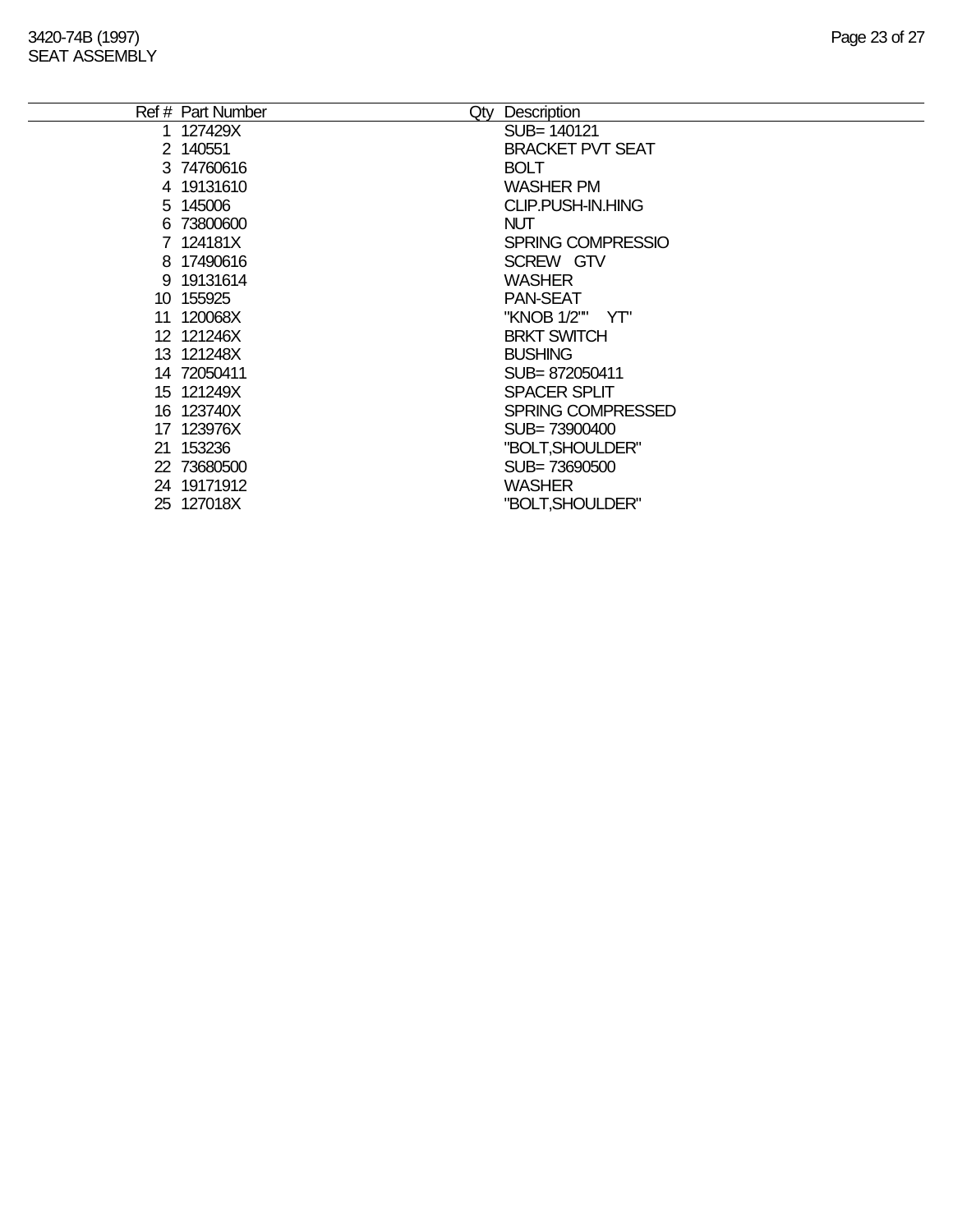# 3420-74B (1997)

## SEAT ASSEMBLY

| Ref # | Part Number | Qty | Description |
|---|---|---|---|
| 1 | 127429X | | SUB= 140121 |
| 2 | 140551 | | BRACKET PVT SEAT |
| 3 | 74760616 | | BOLT |
| 4 | 19131610 | | WASHER PM |
| 5 | 145006 | | CLIP.PUSH-IN.HING |
| 6 | 73800600 | | NUT |
| 7 | 124181X | | SPRING COMPRESSIO |
| 8 | 17490616 | | SCREW GTV |
| 9 | 19131614 | | WASHER |
| 10 | 155925 | | PAN-SEAT |
| 11 | 120068X | | "KNOB 1/2"" YT" |
| 12 | 121246X | | BRKT SWITCH |
| 13 | 121248X | | BUSHING |
| 14 | 72050411 | | SUB= 872050411 |
| 15 | 121249X | | SPACER SPLIT |
| 16 | 123740X | | SPRING COMPRESSED |
| 17 | 123976X | | SUB= 73900400 |
| 21 | 153236 | | "BOLT,SHOULDER" |
| 22 | 73680500 | | SUB= 73690500 |
| 24 | 19171912 | | WASHER |
| 25 | 127018X | | "BOLT,SHOULDER" |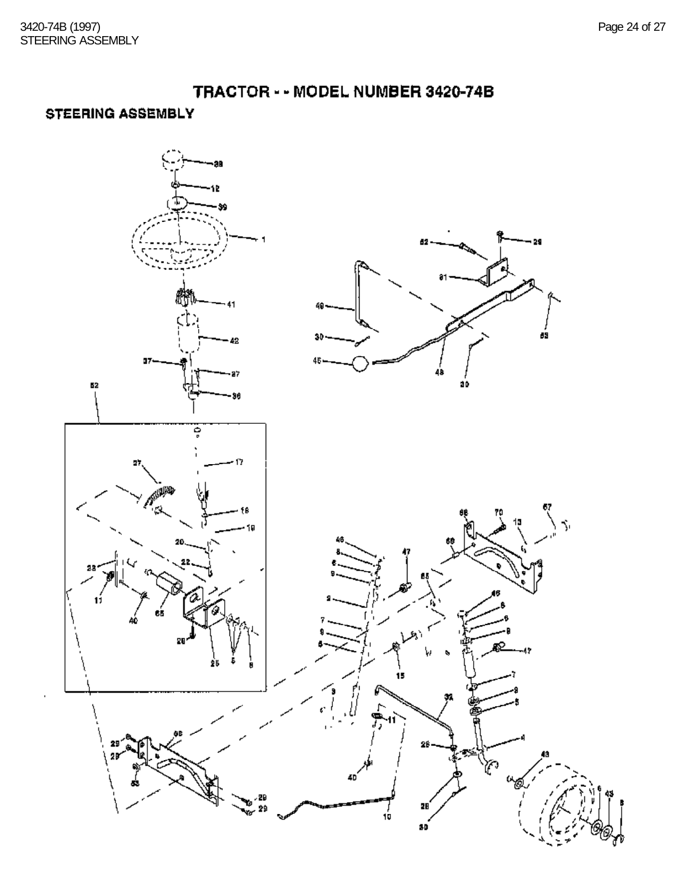# TRACTOR - - MODEL NUMBER 3420-74B

## STEERING ASSEMBLY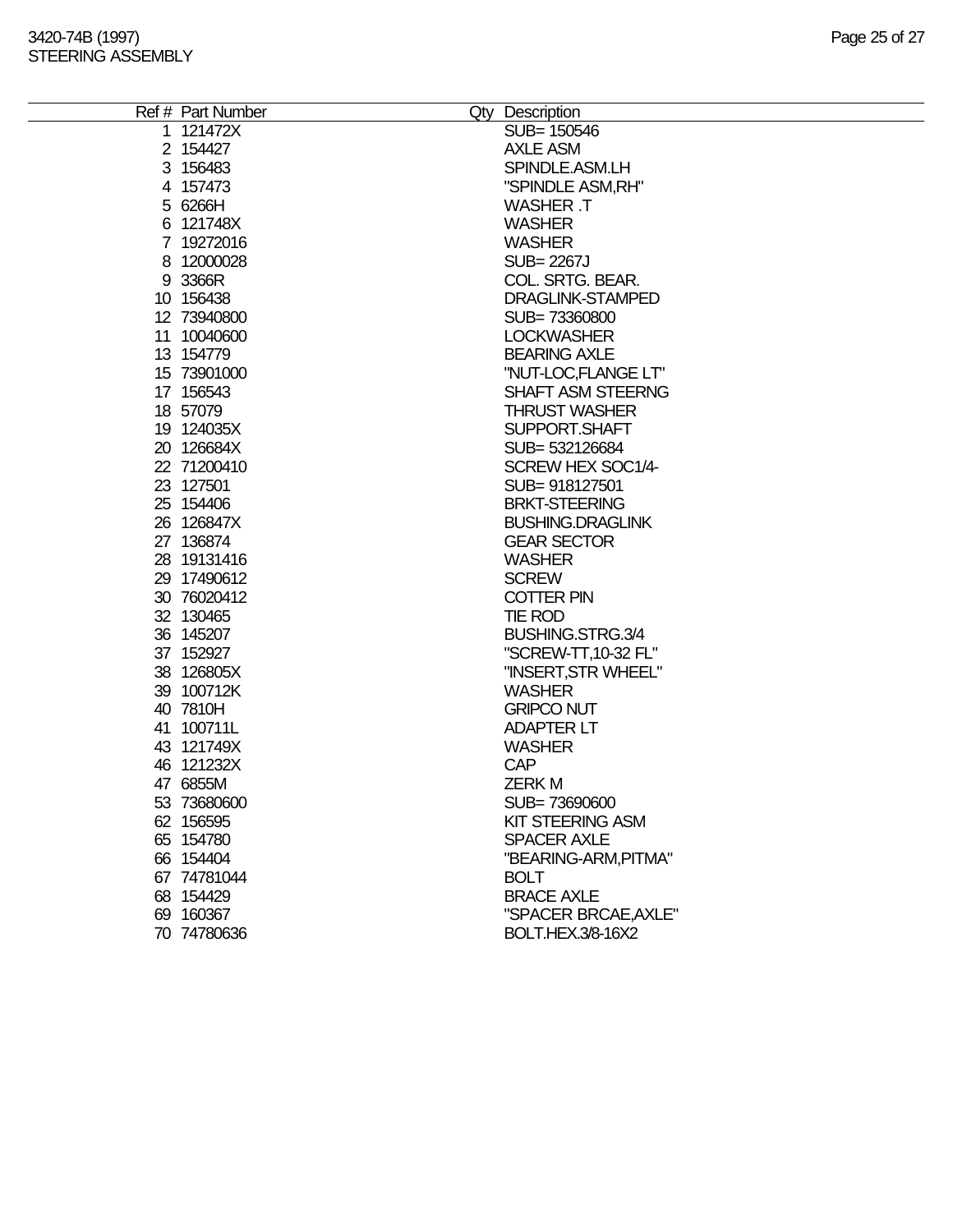| Ref # | Part Number | Qty | Description |
|---|---|---|---|
| 1 | 121472X | | SUB= 150546 |
| 2 | 154427 | | AXLE ASM |
| 3 | 156483 | | SPINDLE.ASM.LH |
| 4 | 157473 | | "SPINDLE ASM,RH" |
| 5 | 6266H | | WASHER .T |
| 6 | 121748X | | WASHER |
| 7 | 19272016 | | WASHER |
| 8 | 12000028 | | SUB= 2267J |
| 9 | 3366R | | COL. SRTG. BEAR. |
| 10 | 156438 | | DRAGLINK-STAMPED |
| 12 | 73940800 | | SUB= 73360800 |
| 11 | 10040600 | | LOCKWASHER |
| 13 | 154779 | | BEARING AXLE |
| 15 | 73901000 | | "NUT-LOC,FLANGE LT" |
| 17 | 156543 | | SHAFT ASM STEERNG |
| 18 | 57079 | | THRUST WASHER |
| 19 | 124035X | | SUPPORT.SHAFT |
| 20 | 126684X | | SUB= 532126684 |
| 22 | 71200410 | | SCREW HEX SOC1/4- |
| 23 | 127501 | | SUB= 918127501 |
| 25 | 154406 | | BRKT-STEERING |
| 26 | 126847X | | BUSHING.DRAGLINK |
| 27 | 136874 | | GEAR SECTOR |
| 28 | 19131416 | | WASHER |
| 29 | 17490612 | | SCREW |
| 30 | 76020412 | | COTTER PIN |
| 32 | 130465 | | TIE ROD |
| 36 | 145207 | | BUSHING.STRG.3/4 |
| 37 | 152927 | | "SCREW-TT,10-32 FL" |
| 38 | 126805X | | "INSERT,STR WHEEL" |
| 39 | 100712K | | WASHER |
| 40 | 7810H | | GRIPCO NUT |
| 41 | 100711L | | ADAPTER LT |
| 43 | 121749X | | WASHER |
| 46 | 121232X | | CAP |
| 47 | 6855M | | ZERK M |
| 53 | 73680600 | | SUB= 73690600 |
| 62 | 156595 | | KIT STEERING ASM |
| 65 | 154780 | | SPACER AXLE |
| 66 | 154404 | | "BEARING-ARM,PITMA" |
| 67 | 74781044 | | BOLT |
| 68 | 154429 | | BRACE AXLE |
| 69 | 160367 | | "SPACER BRCAE,AXLE" |
| 70 | 74780636 | | BOLT.HEX.3/8-16X2 |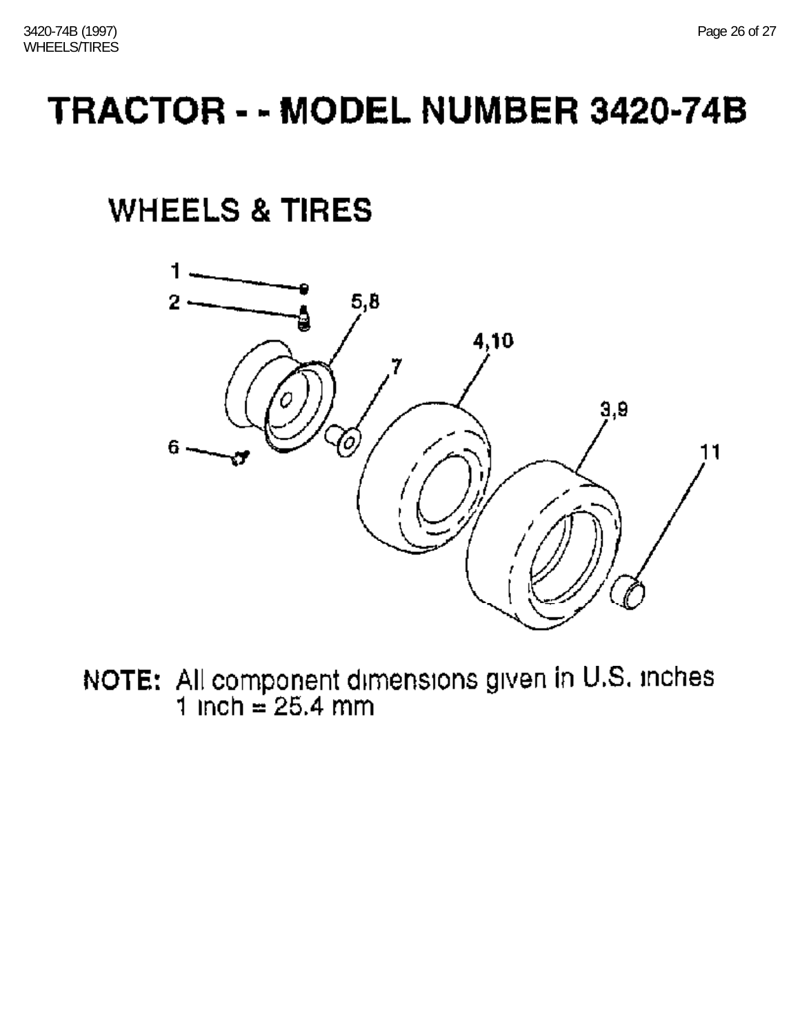# TRACTOR - - MODEL NUMBER 3420-74B

## WHEELS & TIRES

1
2
5,8
4,10
7
3,9
11
6

**NOTE:** All component dimensions given in U.S. inches
1 inch = 25.4 mm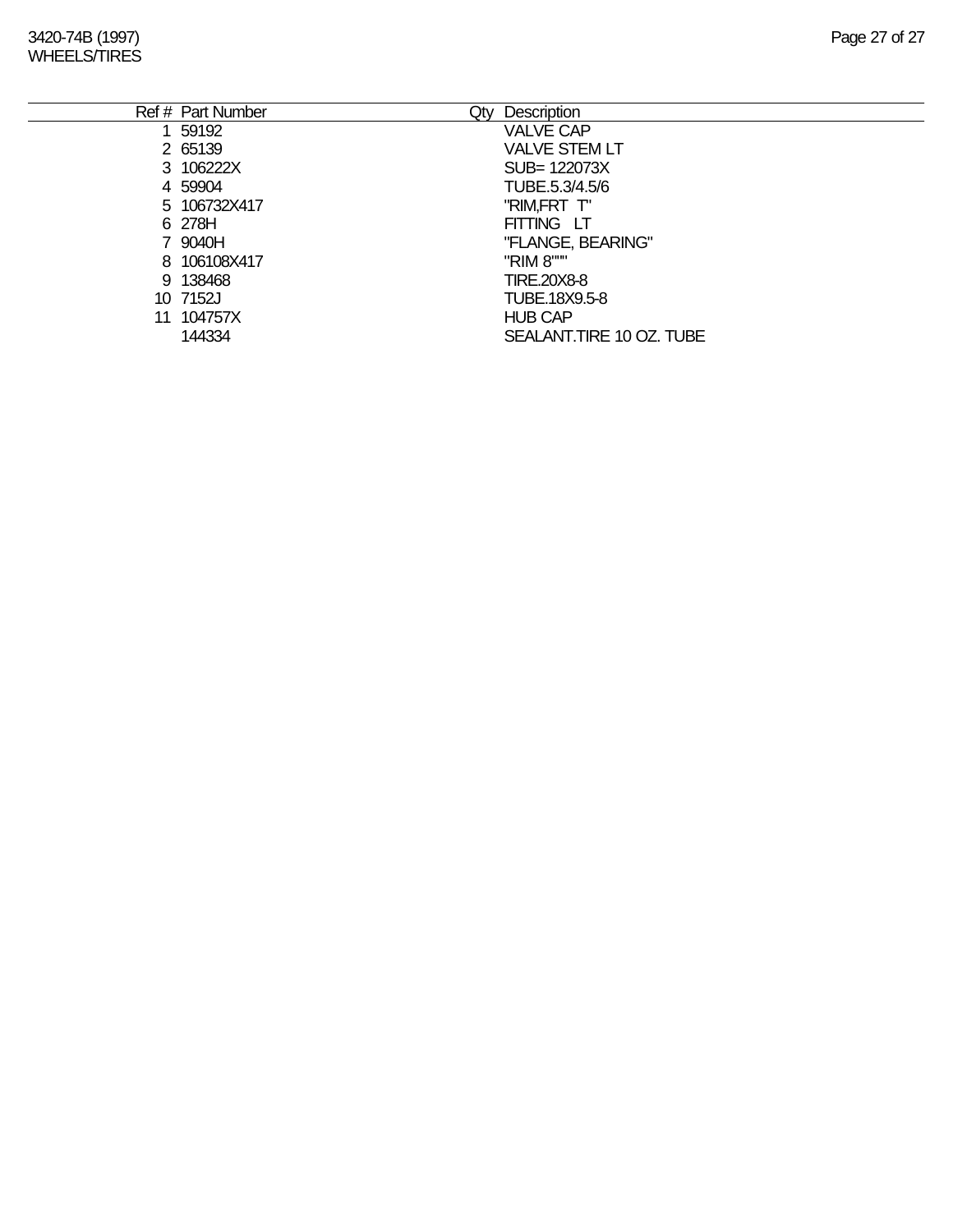| Ref # | Part Number | Qty | Description |
|---|---|---|---|
| 1 | 59192 | | VALVE CAP |
| 2 | 65139 | | VALVE STEM LT |
| 3 | 106222X | | SUB= 122073X |
| 4 | 59904 | | TUBE.5.3/4.5/6 |
| 5 | 106732X417 | | "RIM,FRT T" |
| 6 | 278H | | FITTING LT |
| 7 | 9040H | | "FLANGE, BEARING" |
| 8 | 106108X417 | | "RIM 8""" |
| 9 | 138468 | | TIRE.20X8-8 |
| 10 | 7152J | | TUBE.18X9.5-8 |
| 11 | 104757X | | HUB CAP |
| | 144334 | | SEALANT.TIRE 10 OZ. TUBE |